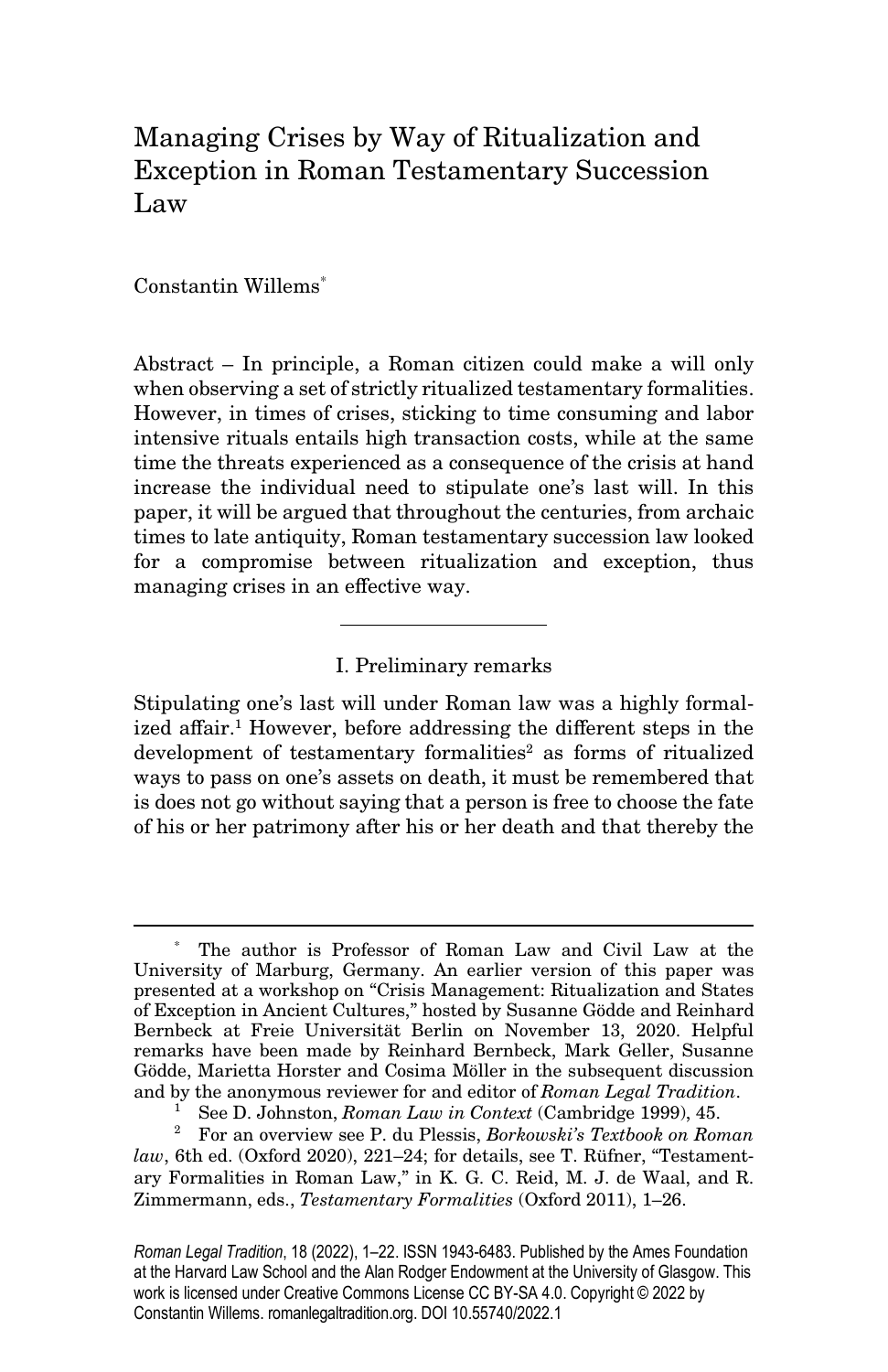# Managing Crises by Way of Ritualization and Exception in Roman Testamentary Succession Law

Constantin Willems*

Abstract – In principle, a Roman citizen could make a will only when observing a set of strictly ritualized testamentary formalities. However, in times of crises, sticking to time consuming and labor intensive rituals entails high transaction costs, while at the same time the threats experienced as a consequence of the crisis at hand increase the individual need to stipulate one's last will. In this paper, it will be argued that throughout the centuries, from archaic times to late antiquity, Roman testamentary succession law looked for a compromise between ritualization and exception, thus managing crises in an effective way.

## I. Preliminary remarks

Stipulating one's last will under Roman law was a highly formalized affair.[1] However, before addressing the different steps in the development of testamentary formalities[2] as forms of ritualized ways to pass on one's assets on death, it must be remembered that is does not go without saying that a person is free to choose the fate of his or her patrimony after his or her death and that thereby the

---

\* The author is Professor of Roman Law and Civil Law at the University of Marburg, Germany. An earlier version of this paper was presented at a workshop on "Crisis Management: Ritualization and States of Exception in Ancient Cultures," hosted by Susanne Gödde and Reinhard Bernbeck at Freie Universität Berlin on November 13, 2020. Helpful remarks have been made by Reinhard Bernbeck, Mark Geller, Susanne Gödde, Marietta Horster and Cosima Möller in the subsequent discussion and by the anonymous reviewer for and editor of *Roman Legal Tradition*.

[1] See D. Johnston, *Roman Law in Context* (Cambridge 1999), 45.

[2] For an overview see P. du Plessis, *Borkowski's Textbook on Roman law*, 6th ed. (Oxford 2020), 221–24; for details, see T. Rüfner, "Testamentary Formalities in Roman Law," in K. G. C. Reid, M. J. de Waal, and R. Zimmermann, eds., *Testamentary Formalities* (Oxford 2011), 1–26.

*Roman Legal Tradition*, 18 (2022), 1–22. ISSN 1943-6483. Published by the Ames Foundation at the Harvard Law School and the Alan Rodger Endowment at the University of Glasgow. This work is licensed under Creative Commons License CC BY-SA 4.0. Copyright © 2022 by Constantin Willems. romanlegaltradition.org. DOI 10.55740/2022.1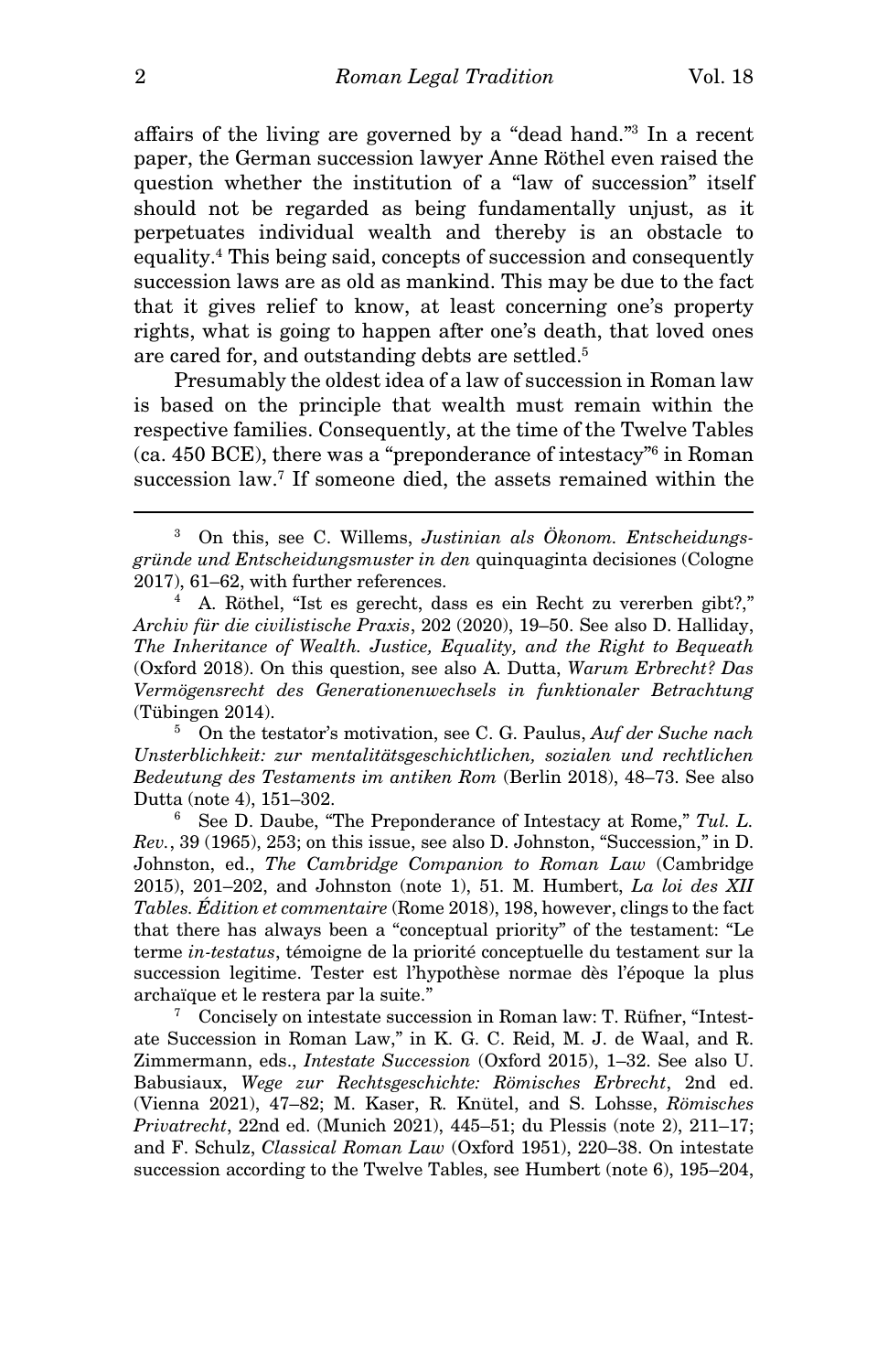affairs of the living are governed by a "dead hand."[3] In a recent paper, the German succession lawyer Anne Röthel even raised the question whether the institution of a "law of succession" itself should not be regarded as being fundamentally unjust, as it perpetuates individual wealth and thereby is an obstacle to equality.[4] This being said, concepts of succession and consequently succession laws are as old as mankind. This may be due to the fact that it gives relief to know, at least concerning one's property rights, what is going to happen after one's death, that loved ones are cared for, and outstanding debts are settled.[5]

Presumably the oldest idea of a law of succession in Roman law is based on the principle that wealth must remain within the respective families. Consequently, at the time of the Twelve Tables (ca. 450 BCE), there was a "preponderance of intestacy"[6] in Roman succession law.[7] If someone died, the assets remained within the

---

[3] On this, see C. Willems, *Justinian als Ökonom. Entscheidungsgründe und Entscheidungsmuster in den* quinquaginta decisiones (Cologne 2017), 61–62, with further references.

[4] A. Röthel, "Ist es gerecht, dass es ein Recht zu vererben gibt?," *Archiv für die civilistische Praxis*, 202 (2020), 19–50. See also D. Halliday, *The Inheritance of Wealth. Justice, Equality, and the Right to Bequeath* (Oxford 2018). On this question, see also A. Dutta, *Warum Erbrecht? Das Vermögensrecht des Generationenwechsels in funktionaler Betrachtung* (Tübingen 2014).

[5] On the testator's motivation, see C. G. Paulus, *Auf der Suche nach Unsterblichkeit: zur mentalitätsgeschichtlichen, sozialen und rechtlichen Bedeutung des Testaments im antiken Rom* (Berlin 2018), 48–73. See also Dutta (note 4), 151–302.

[6] See D. Daube, "The Preponderance of Intestacy at Rome," *Tul. L. Rev.*, 39 (1965), 253; on this issue, see also D. Johnston, "Succession," in D. Johnston, ed., *The Cambridge Companion to Roman Law* (Cambridge 2015), 201–202, and Johnston (note 1), 51. M. Humbert, *La loi des XII Tables. Édition et commentaire* (Rome 2018), 198, however, clings to the fact that there has always been a "conceptual priority" of the testament: "Le terme *in-testatus*, témoigne de la priorité conceptuelle du testament sur la succession legitime. Tester est l'hypothèse normae dès l'époque la plus archaïque et le restera par la suite."

[7] Concisely on intestate succession in Roman law: T. Rüfner, "Intestate Succession in Roman Law," in K. G. C. Reid, M. J. de Waal, and R. Zimmermann, eds., *Intestate Succession* (Oxford 2015), 1–32. See also U. Babusiaux, *Wege zur Rechtsgeschichte: Römisches Erbrecht*, 2nd ed. (Vienna 2021), 47–82; M. Kaser, R. Knütel, and S. Lohsse, *Römisches Privatrecht*, 22nd ed. (Munich 2021), 445–51; du Plessis (note 2), 211–17; and F. Schulz, *Classical Roman Law* (Oxford 1951), 220–38. On intestate succession according to the Twelve Tables, see Humbert (note 6), 195–204,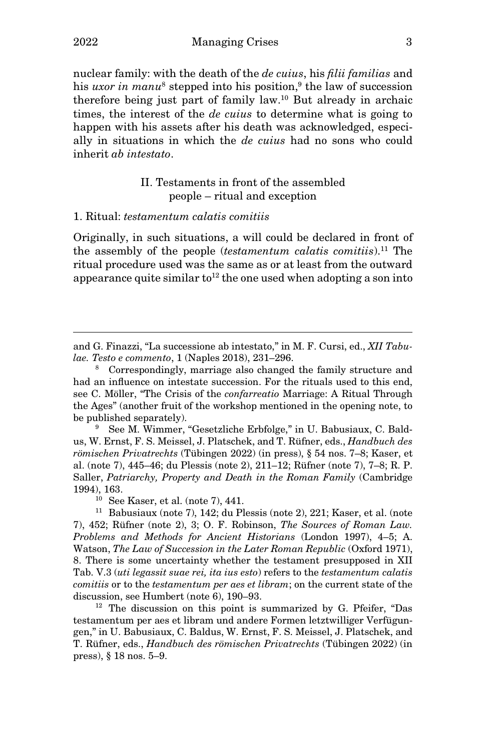nuclear family: with the death of the *de cuius*, his *filii familias* and his *uxor in manu*[8] stepped into his position,[9] the law of succession therefore being just part of family law.[10] But already in archaic times, the interest of the *de cuius* to determine what is going to happen with his assets after his death was acknowledged, especially in situations in which the *de cuius* had no sons who could inherit *ab intestato*.

## II. Testaments in front of the assembled people – ritual and exception

### 1. Ritual: *testamentum calatis comitiis*

Originally, in such situations, a will could be declared in front of the assembly of the people (*testamentum calatis comitiis*).[11] The ritual procedure used was the same as or at least from the outward appearance quite similar to[12] the one used when adopting a son into

---

and G. Finazzi, "La successione ab intestato," in M. F. Cursi, ed., *XII Tabulae. Testo e commento*, 1 (Naples 2018), 231–296.

[8] Correspondingly, marriage also changed the family structure and had an influence on intestate succession. For the rituals used to this end, see C. Möller, "The Crisis of the *confarreatio* Marriage: A Ritual Through the Ages" (another fruit of the workshop mentioned in the opening note, to be published separately).

[9] See M. Wimmer, "Gesetzliche Erbfolge," in U. Babusiaux, C. Baldus, W. Ernst, F. S. Meissel, J. Platschek, and T. Rüfner, eds., *Handbuch des römischen Privatrechts* (Tübingen 2022) (in press), § 54 nos. 7–8; Kaser, et al. (note 7), 445–46; du Plessis (note 2), 211–12; Rüfner (note 7), 7–8; R. P. Saller, *Patriarchy, Property and Death in the Roman Family* (Cambridge 1994), 163.

[10] See Kaser, et al. (note 7), 441.

[11] Babusiaux (note 7), 142; du Plessis (note 2), 221; Kaser, et al. (note 7), 452; Rüfner (note 2), 3; O. F. Robinson, *The Sources of Roman Law. Problems and Methods for Ancient Historians* (London 1997), 4–5; A. Watson, *The Law of Succession in the Later Roman Republic* (Oxford 1971), 8. There is some uncertainty whether the testament presupposed in XII Tab. V.3 (*uti legassit suae rei, ita ius esto*) refers to the *testamentum calatis comitiis* or to the *testamentum per aes et libram*; on the current state of the discussion, see Humbert (note 6), 190–93.

[12] The discussion on this point is summarized by G. Pfeifer, "Das testamentum per aes et libram und andere Formen letztwilliger Verfügungen," in U. Babusiaux, C. Baldus, W. Ernst, F. S. Meissel, J. Platschek, and T. Rüfner, eds., *Handbuch des römischen Privatrechts* (Tübingen 2022) (in press), § 18 nos. 5–9.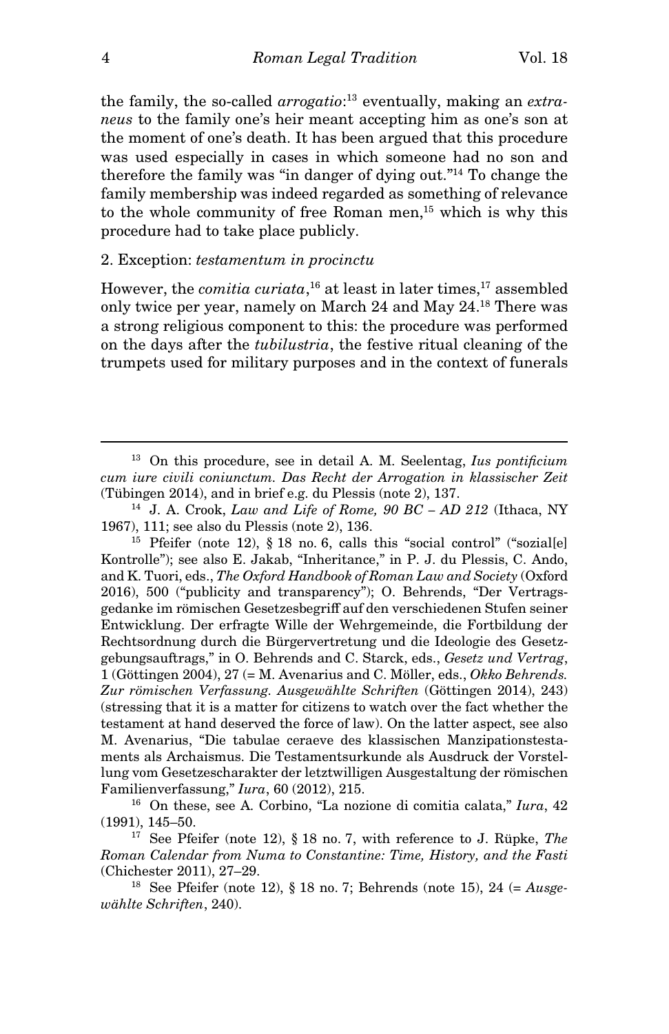the family, the so-called *arrogatio*:[13] eventually, making an *extraneus* to the family one's heir meant accepting him as one's son at the moment of one's death. It has been argued that this procedure was used especially in cases in which someone had no son and therefore the family was "in danger of dying out."[14] To change the family membership was indeed regarded as something of relevance to the whole community of free Roman men,[15] which is why this procedure had to take place publicly.

2. Exception: *testamentum in procinctu*

However, the *comitia curiata*,[16] at least in later times,[17] assembled only twice per year, namely on March 24 and May 24.[18] There was a strong religious component to this: the procedure was performed on the days after the *tubilustria*, the festive ritual cleaning of the trumpets used for military purposes and in the context of funerals

---

[13] On this procedure, see in detail A. M. Seelentag, *Ius pontificium cum iure civili coniunctum. Das Recht der Arrogation in klassischer Zeit* (Tübingen 2014), and in brief e.g. du Plessis (note 2), 137.

[14] J. A. Crook, *Law and Life of Rome, 90 BC – AD 212* (Ithaca, NY 1967), 111; see also du Plessis (note 2), 136.

[15] Pfeifer (note 12), § 18 no. 6, calls this "social control" ("sozial[e] Kontrolle"); see also E. Jakab, "Inheritance," in P. J. du Plessis, C. Ando, and K. Tuori, eds., *The Oxford Handbook of Roman Law and Society* (Oxford 2016), 500 ("publicity and transparency"); O. Behrends, "Der Vertragsgedanke im römischen Gesetzesbegriff auf den verschiedenen Stufen seiner Entwicklung. Der erfragte Wille der Wehrgemeinde, die Fortbildung der Rechtsordnung durch die Bürgervertretung und die Ideologie des Gesetzgebungsauftrags," in O. Behrends and C. Starck, eds., *Gesetz und Vertrag*, 1 (Göttingen 2004), 27 (= M. Avenarius and C. Möller, eds., *Okko Behrends. Zur römischen Verfassung. Ausgewählte Schriften* (Göttingen 2014), 243) (stressing that it is a matter for citizens to watch over the fact whether the testament at hand deserved the force of law). On the latter aspect, see also M. Avenarius, "Die tabulae ceraeve des klassischen Manzipationstestaments als Archaismus. Die Testamentsurkunde als Ausdruck der Vorstellung vom Gesetzescharakter der letztwilligen Ausgestaltung der römischen Familienverfassung," *Iura*, 60 (2012), 215.

[16] On these, see A. Corbino, "La nozione di comitia calata," *Iura*, 42 (1991), 145–50.

[17] See Pfeifer (note 12), § 18 no. 7, with reference to J. Rüpke, *The Roman Calendar from Numa to Constantine: Time, History, and the Fasti* (Chichester 2011), 27–29.

[18] See Pfeifer (note 12), § 18 no. 7; Behrends (note 15), 24 (= *Ausgewählte Schriften*, 240).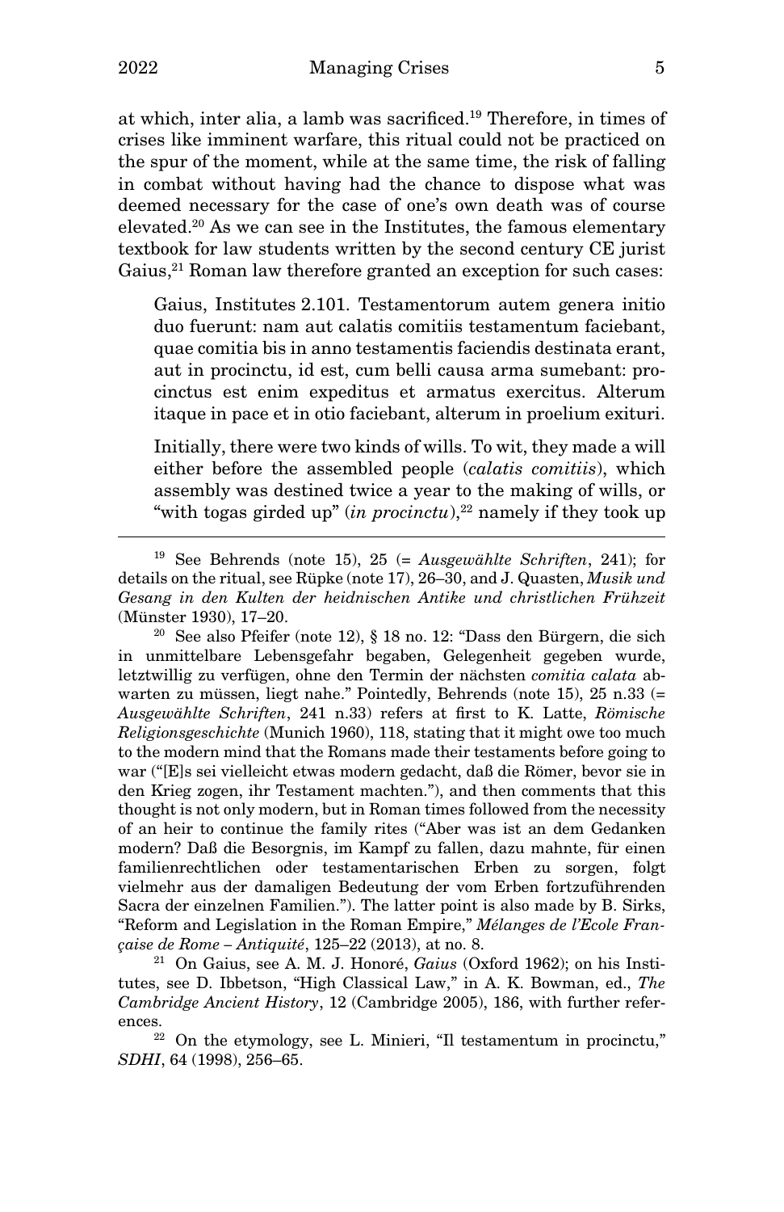at which, inter alia, a lamb was sacrificed.[19] Therefore, in times of crises like imminent warfare, this ritual could not be practiced on the spur of the moment, while at the same time, the risk of falling in combat without having had the chance to dispose what was deemed necessary for the case of one's own death was of course elevated.[20] As we can see in the Institutes, the famous elementary textbook for law students written by the second century CE jurist Gaius,[21] Roman law therefore granted an exception for such cases:

> Gaius, Institutes 2.101. Testamentorum autem genera initio duo fuerunt: nam aut calatis comitiis testamentum faciebant, quae comitia bis in anno testamentis faciendis destinata erant, aut in procinctu, id est, cum belli causa arma sumebant: procinctus est enim expeditus et armatus exercitus. Alterum itaque in pace et in otio faciebant, alterum in proelium exituri.
>
> Initially, there were two kinds of wills. To wit, they made a will either before the assembled people (*calatis comitiis*), which assembly was destined twice a year to the making of wills, or "with togas girded up" (*in procinctu*),[22] namely if they took up

---

[19] See Behrends (note 15), 25 (= *Ausgewählte Schriften*, 241); for details on the ritual, see Rüpke (note 17), 26–30, and J. Quasten, *Musik und Gesang in den Kulten der heidnischen Antike und christlichen Frühzeit* (Münster 1930), 17–20.

[20] See also Pfeifer (note 12), § 18 no. 12: "Dass den Bürgern, die sich in unmittelbare Lebensgefahr begaben, Gelegenheit gegeben wurde, letztwillig zu verfügen, ohne den Termin der nächsten *comitia calata* abwarten zu müssen, liegt nahe." Pointedly, Behrends (note 15), 25 n.33 (= *Ausgewählte Schriften*, 241 n.33) refers at first to K. Latte, *Römische Religionsgeschichte* (Munich 1960), 118, stating that it might owe too much to the modern mind that the Romans made their testaments before going to war ("[E]s sei vielleicht etwas modern gedacht, daß die Römer, bevor sie in den Krieg zogen, ihr Testament machten."), and then comments that this thought is not only modern, but in Roman times followed from the necessity of an heir to continue the family rites ("Aber was ist an dem Gedanken modern? Daß die Besorgnis, im Kampf zu fallen, dazu mahnte, für einen familienrechtlichen oder testamentarischen Erben zu sorgen, folgt vielmehr aus der damaligen Bedeutung der vom Erben fortzuführenden Sacra der einzelnen Familien."). The latter point is also made by B. Sirks, "Reform and Legislation in the Roman Empire," *Mélanges de l'Ecole Française de Rome – Antiquité*, 125–22 (2013), at no. 8.

[21] On Gaius, see A. M. J. Honoré, *Gaius* (Oxford 1962); on his Institutes, see D. Ibbetson, "High Classical Law," in A. K. Bowman, ed., *The Cambridge Ancient History*, 12 (Cambridge 2005), 186, with further references.

[22] On the etymology, see L. Minieri, "Il testamentum in procinctu," *SDHI*, 64 (1998), 256–65.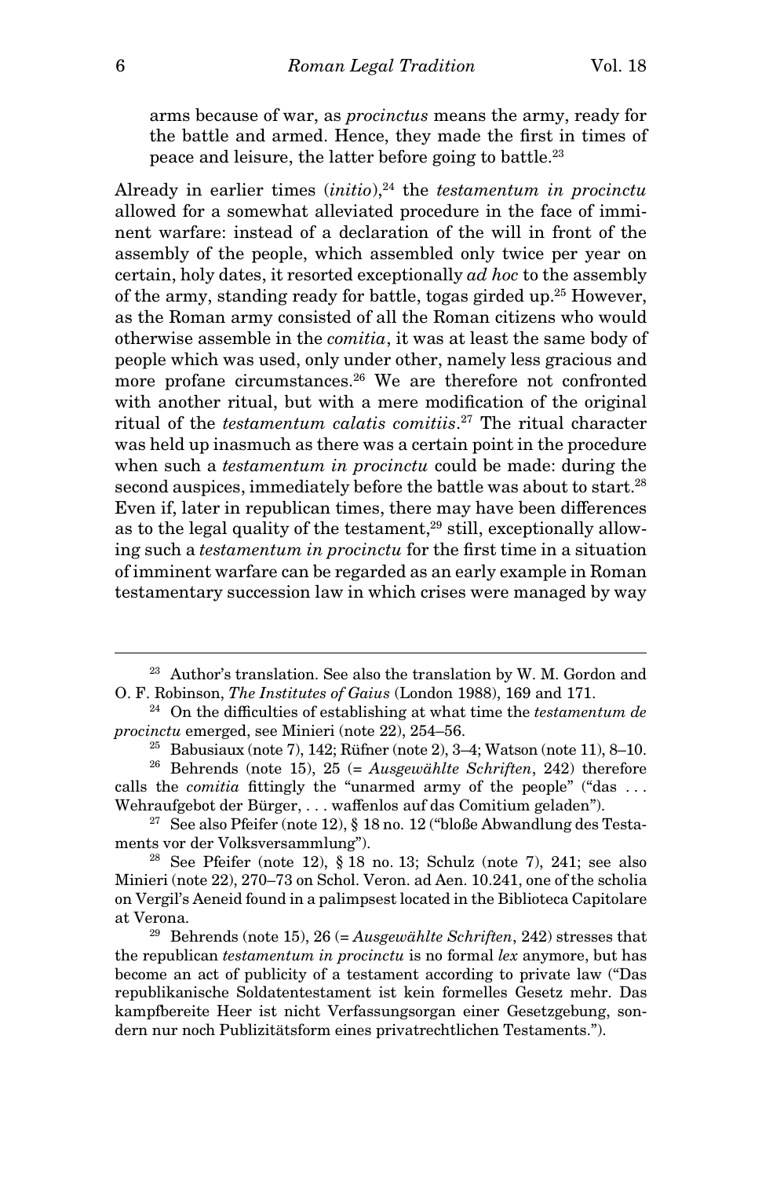arms because of war, as *procinctus* means the army, ready for the battle and armed. Hence, they made the first in times of peace and leisure, the latter before going to battle.[23]

Already in earlier times (*initio*),[24] the *testamentum in procinctu* allowed for a somewhat alleviated procedure in the face of imminent warfare: instead of a declaration of the will in front of the assembly of the people, which assembled only twice per year on certain, holy dates, it resorted exceptionally *ad hoc* to the assembly of the army, standing ready for battle, togas girded up.[25] However, as the Roman army consisted of all the Roman citizens who would otherwise assemble in the *comitia*, it was at least the same body of people which was used, only under other, namely less gracious and more profane circumstances.[26] We are therefore not confronted with another ritual, but with a mere modification of the original ritual of the *testamentum calatis comitiis*.[27] The ritual character was held up inasmuch as there was a certain point in the procedure when such a *testamentum in procinctu* could be made: during the second auspices, immediately before the battle was about to start.[28] Even if, later in republican times, there may have been differences as to the legal quality of the testament,[29] still, exceptionally allowing such a *testamentum in procinctu* for the first time in a situation of imminent warfare can be regarded as an early example in Roman testamentary succession law in which crises were managed by way

---

[23] Author's translation. See also the translation by W. M. Gordon and O. F. Robinson, *The Institutes of Gaius* (London 1988), 169 and 171.

[24] On the difficulties of establishing at what time the *testamentum de procinctu* emerged, see Minieri (note 22), 254–56.

[25] Babusiaux (note 7), 142; Rüfner (note 2), 3–4; Watson (note 11), 8–10.

[26] Behrends (note 15), 25 (= *Ausgewählte Schriften*, 242) therefore calls the *comitia* fittingly the "unarmed army of the people" ("das . . . Wehraufgebot der Bürger, . . . waffenlos auf das Comitium geladen").

[27] See also Pfeifer (note 12), § 18 no. 12 ("bloße Abwandlung des Testaments vor der Volksversammlung").

[28] See Pfeifer (note 12), § 18 no. 13; Schulz (note 7), 241; see also Minieri (note 22), 270–73 on Schol. Veron. ad Aen. 10.241, one of the scholia on Vergil's Aeneid found in a palimpsest located in the Biblioteca Capitolare at Verona.

[29] Behrends (note 15), 26 (= *Ausgewählte Schriften*, 242) stresses that the republican *testamentum in procinctu* is no formal *lex* anymore, but has become an act of publicity of a testament according to private law ("Das republikanische Soldatentestament ist kein formelles Gesetz mehr. Das kampfbereite Heer ist nicht Verfassungsorgan einer Gesetzgebung, sondern nur noch Publizitätsform eines privatrechtlichen Testaments.").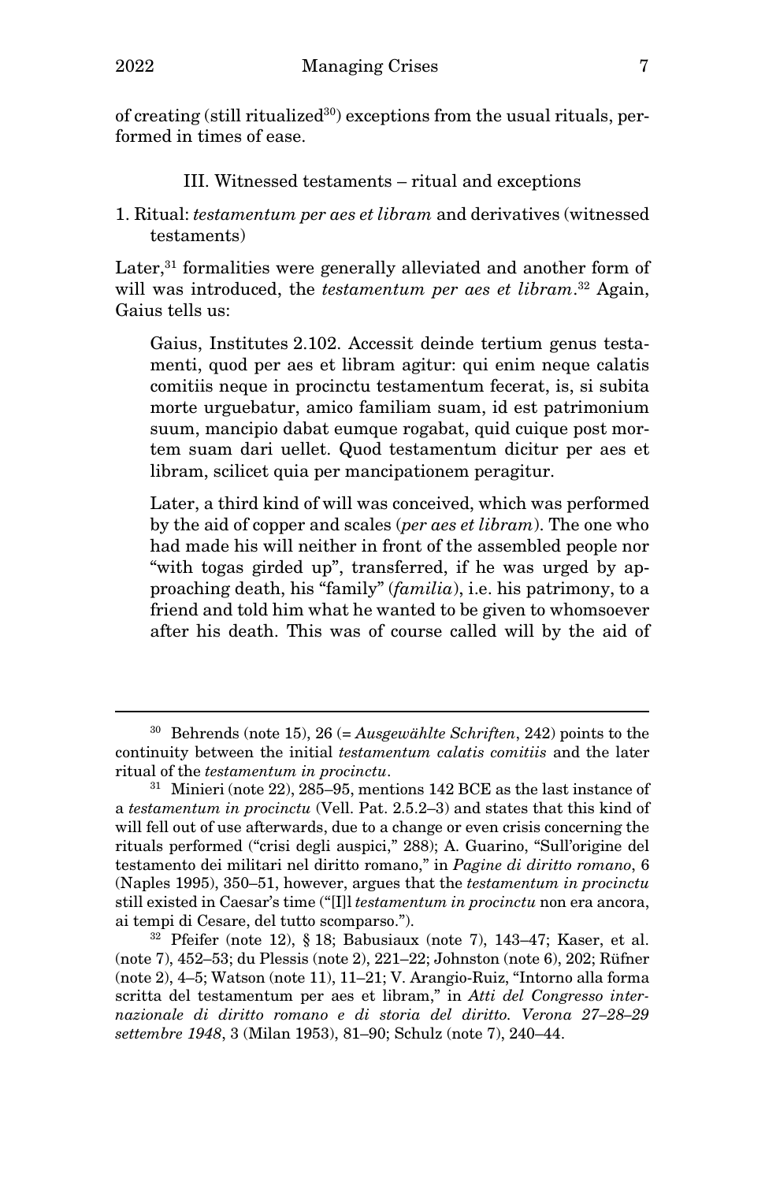of creating (still ritualized[30]) exceptions from the usual rituals, performed in times of ease.

## III. Witnessed testaments – ritual and exceptions

### 1. Ritual: *testamentum per aes et libram* and derivatives (witnessed testaments)

Later,[31] formalities were generally alleviated and another form of will was introduced, the *testamentum per aes et libram*.[32] Again, Gaius tells us:

> Gaius, Institutes 2.102. Accessit deinde tertium genus testamenti, quod per aes et libram agitur: qui enim neque calatis comitiis neque in procinctu testamentum fecerat, is, si subita morte urguebatur, amico familiam suam, id est patrimonium suum, mancipio dabat eumque rogabat, quid cuique post mortem suam dari uellet. Quod testamentum dicitur per aes et libram, scilicet quia per mancipationem peragitur.
>
> Later, a third kind of will was conceived, which was performed by the aid of copper and scales (*per aes et libram*). The one who had made his will neither in front of the assembled people nor "with togas girded up", transferred, if he was urged by approaching death, his "family" (*familia*), i.e. his patrimony, to a friend and told him what he wanted to be given to whomsoever after his death. This was of course called will by the aid of

---

[30] Behrends (note 15), 26 (= *Ausgewählte Schriften*, 242) points to the continuity between the initial *testamentum calatis comitiis* and the later ritual of the *testamentum in procinctu*.

[31] Minieri (note 22), 285–95, mentions 142 BCE as the last instance of a *testamentum in procinctu* (Vell. Pat. 2.5.2–3) and states that this kind of will fell out of use afterwards, due to a change or even crisis concerning the rituals performed ("crisi degli auspici," 288); A. Guarino, "Sull'origine del testamento dei militari nel diritto romano," in *Pagine di diritto romano*, 6 (Naples 1995), 350–51, however, argues that the *testamentum in procinctu* still existed in Caesar's time ("[I]l *testamentum in procinctu* non era ancora, ai tempi di Cesare, del tutto scomparso.").

[32] Pfeifer (note 12), § 18; Babusiaux (note 7), 143–47; Kaser, et al. (note 7), 452–53; du Plessis (note 2), 221–22; Johnston (note 6), 202; Rüfner (note 2), 4–5; Watson (note 11), 11–21; V. Arangio-Ruiz, "Intorno alla forma scritta del testamentum per aes et libram," in *Atti del Congresso internazionale di diritto romano e di storia del diritto. Verona 27–28–29 settembre 1948*, 3 (Milan 1953), 81–90; Schulz (note 7), 240–44.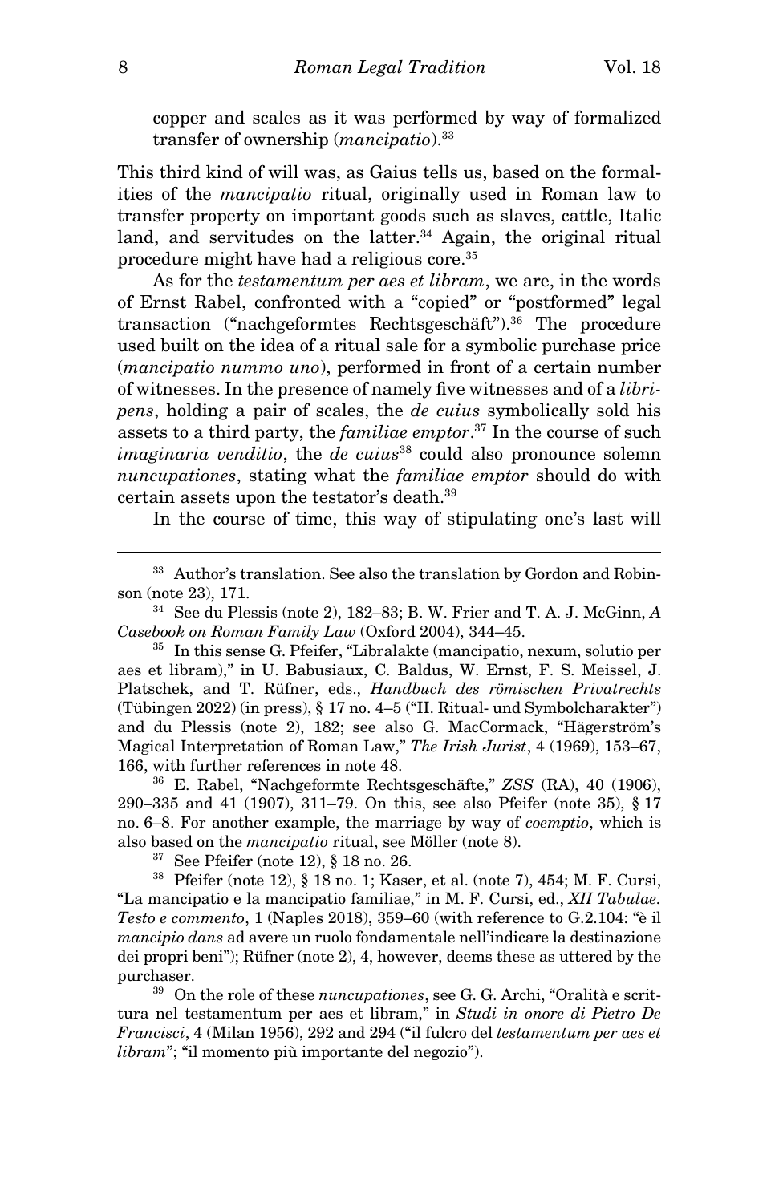copper and scales as it was performed by way of formalized transfer of ownership (*mancipatio*).[33]

This third kind of will was, as Gaius tells us, based on the formalities of the *mancipatio* ritual, originally used in Roman law to transfer property on important goods such as slaves, cattle, Italic land, and servitudes on the latter.[34] Again, the original ritual procedure might have had a religious core.[35]

As for the *testamentum per aes et libram*, we are, in the words of Ernst Rabel, confronted with a "copied" or "postformed" legal transaction ("nachgeformtes Rechtsgeschäft").[36] The procedure used built on the idea of a ritual sale for a symbolic purchase price (*mancipatio nummo uno*), performed in front of a certain number of witnesses. In the presence of namely five witnesses and of a *libripens*, holding a pair of scales, the *de cuius* symbolically sold his assets to a third party, the *familiae emptor*.[37] In the course of such *imaginaria venditio*, the *de cuius*[38] could also pronounce solemn *nuncupationes*, stating what the *familiae emptor* should do with certain assets upon the testator's death.[39]

In the course of time, this way of stipulating one's last will

---

[33] Author's translation. See also the translation by Gordon and Robinson (note 23), 171.

[34] See du Plessis (note 2), 182–83; B. W. Frier and T. A. J. McGinn, *A Casebook on Roman Family Law* (Oxford 2004), 344–45.

[35] In this sense G. Pfeifer, "Libralakte (mancipatio, nexum, solutio per aes et libram)," in U. Babusiaux, C. Baldus, W. Ernst, F. S. Meissel, J. Platschek, and T. Rüfner, eds., *Handbuch des römischen Privatrechts* (Tübingen 2022) (in press), § 17 no. 4–5 ("II. Ritual- und Symbolcharakter") and du Plessis (note 2), 182; see also G. MacCormack, "Hägerström's Magical Interpretation of Roman Law," *The Irish Jurist*, 4 (1969), 153–67, 166, with further references in note 48.

[36] E. Rabel, "Nachgeformte Rechtsgeschäfte," *ZSS* (RA), 40 (1906), 290–335 and 41 (1907), 311–79. On this, see also Pfeifer (note 35), § 17 no. 6–8. For another example, the marriage by way of *coemptio*, which is also based on the *mancipatio* ritual, see Möller (note 8).

[37] See Pfeifer (note 12), § 18 no. 26.

[38] Pfeifer (note 12), § 18 no. 1; Kaser, et al. (note 7), 454; M. F. Cursi, "La mancipatio e la mancipatio familiae," in M. F. Cursi, ed., *XII Tabulae. Testo e commento*, 1 (Naples 2018), 359–60 (with reference to G.2.104: "è il *mancipio dans* ad avere un ruolo fondamentale nell'indicare la destinazione dei propri beni"); Rüfner (note 2), 4, however, deems these as uttered by the purchaser.

[39] On the role of these *nuncupationes*, see G. G. Archi, "Oralità e scrittura nel testamentum per aes et libram," in *Studi in onore di Pietro De Francisci*, 4 (Milan 1956), 292 and 294 ("il fulcro del *testamentum per aes et libram*"; "il momento più importante del negozio").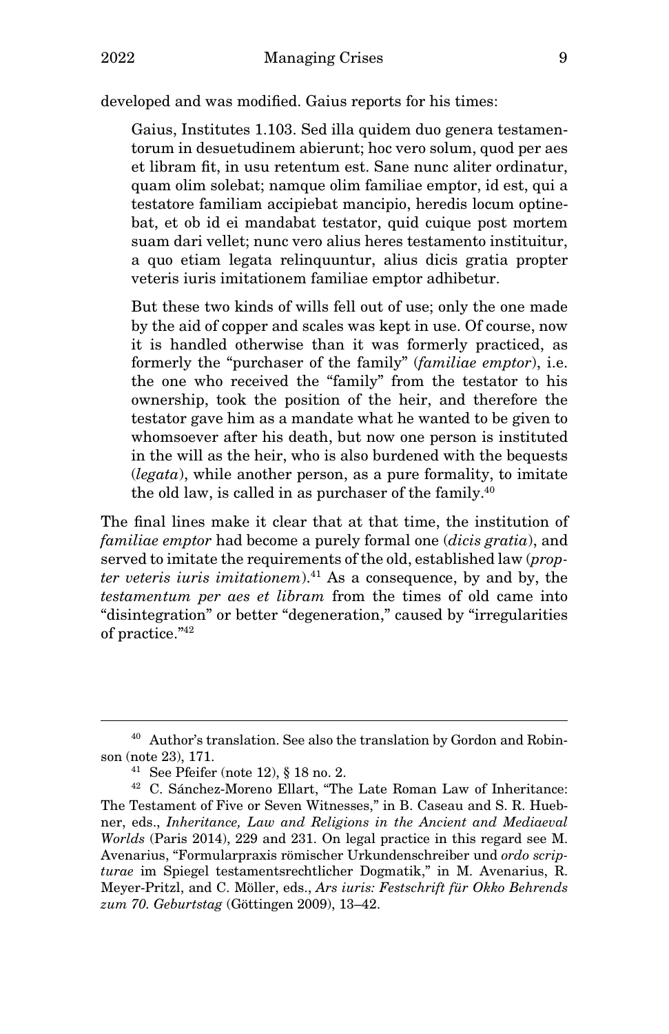developed and was modified. Gaius reports for his times:

> Gaius, Institutes 1.103. Sed illa quidem duo genera testamentorum in desuetudinem abierunt; hoc vero solum, quod per aes et libram fit, in usu retentum est. Sane nunc aliter ordinatur, quam olim solebat; namque olim familiae emptor, id est, qui a testatore familiam accipiebat mancipio, heredis locum optinebat, et ob id ei mandabat testator, quid cuique post mortem suam dari vellet; nunc vero alius heres testamento instituitur, a quo etiam legata relinquuntur, alius dicis gratia propter veteris iuris imitationem familiae emptor adhibetur.
>
> But these two kinds of wills fell out of use; only the one made by the aid of copper and scales was kept in use. Of course, now it is handled otherwise than it was formerly practiced, as formerly the "purchaser of the family" (*familiae emptor*), i.e. the one who received the "family" from the testator to his ownership, took the position of the heir, and therefore the testator gave him as a mandate what he wanted to be given to whomsoever after his death, but now one person is instituted in the will as the heir, who is also burdened with the bequests (*legata*), while another person, as a pure formality, to imitate the old law, is called in as purchaser of the family.[40]

The final lines make it clear that at that time, the institution of *familiae emptor* had become a purely formal one (*dicis gratia*), and served to imitate the requirements of the old, established law (*propter veteris iuris imitationem*).[41] As a consequence, by and by, the *testamentum per aes et libram* from the times of old came into "disintegration" or better "degeneration," caused by "irregularities of practice."[42]

---

[40] Author's translation. See also the translation by Gordon and Robinson (note 23), 171.

[41] See Pfeifer (note 12), § 18 no. 2.

[42] C. Sánchez-Moreno Ellart, "The Late Roman Law of Inheritance: The Testament of Five or Seven Witnesses," in B. Caseau and S. R. Huebner, eds., *Inheritance, Law and Religions in the Ancient and Mediaeval Worlds* (Paris 2014), 229 and 231. On legal practice in this regard see M. Avenarius, "Formularpraxis römischer Urkundenschreiber und *ordo scripturae* im Spiegel testamentsrechtlicher Dogmatik," in M. Avenarius, R. Meyer-Pritzl, and C. Möller, eds., *Ars iuris: Festschrift für Okko Behrends zum 70. Geburtstag* (Göttingen 2009), 13–42.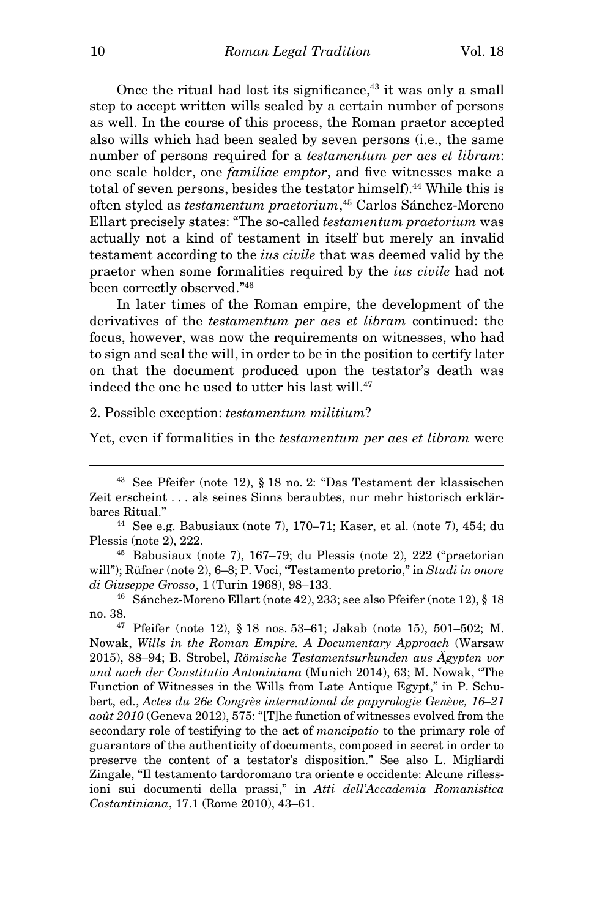Once the ritual had lost its significance,[43] it was only a small step to accept written wills sealed by a certain number of persons as well. In the course of this process, the Roman praetor accepted also wills which had been sealed by seven persons (i.e., the same number of persons required for a *testamentum per aes et libram*: one scale holder, one *familiae emptor*, and five witnesses make a total of seven persons, besides the testator himself).[44] While this is often styled as *testamentum praetorium*,[45] Carlos Sánchez-Moreno Ellart precisely states: "The so-called *testamentum praetorium* was actually not a kind of testament in itself but merely an invalid testament according to the *ius civile* that was deemed valid by the praetor when some formalities required by the *ius civile* had not been correctly observed."[46]

In later times of the Roman empire, the development of the derivatives of the *testamentum per aes et libram* continued: the focus, however, was now the requirements on witnesses, who had to sign and seal the will, in order to be in the position to certify later on that the document produced upon the testator's death was indeed the one he used to utter his last will.[47]

## 2. Possible exception: *testamentum militium*?

Yet, even if formalities in the *testamentum per aes et libram* were

---

[43] See Pfeifer (note 12), § 18 no. 2: "Das Testament der klassischen Zeit erscheint . . . als seines Sinns beraubtes, nur mehr historisch erklärbares Ritual."

[44] See e.g. Babusiaux (note 7), 170–71; Kaser, et al. (note 7), 454; du Plessis (note 2), 222.

[45] Babusiaux (note 7), 167–79; du Plessis (note 2), 222 ("praetorian will"); Rüfner (note 2), 6–8; P. Voci, "Testamento pretorio," in *Studi in onore di Giuseppe Grosso*, 1 (Turin 1968), 98–133.

[46] Sánchez-Moreno Ellart (note 42), 233; see also Pfeifer (note 12), § 18 no. 38.

[47] Pfeifer (note 12), § 18 nos. 53–61; Jakab (note 15), 501–502; M. Nowak, *Wills in the Roman Empire. A Documentary Approach* (Warsaw 2015), 88–94; B. Strobel, *Römische Testamentsurkunden aus Ägypten vor und nach der Constitutio Antoniniana* (Munich 2014), 63; M. Nowak, "The Function of Witnesses in the Wills from Late Antique Egypt," in P. Schubert, ed., *Actes du 26e Congrès international de papyrologie Genève, 16–21 août 2010* (Geneva 2012), 575: "[T]he function of witnesses evolved from the secondary role of testifying to the act of *mancipatio* to the primary role of guarantors of the authenticity of documents, composed in secret in order to preserve the content of a testator's disposition." See also L. Migliardi Zingale, "Il testamento tardoromano tra oriente e occidente: Alcune riflessioni sui documenti della prassi," in *Atti dell'Accademia Romanistica Costantiniana*, 17.1 (Rome 2010), 43–61.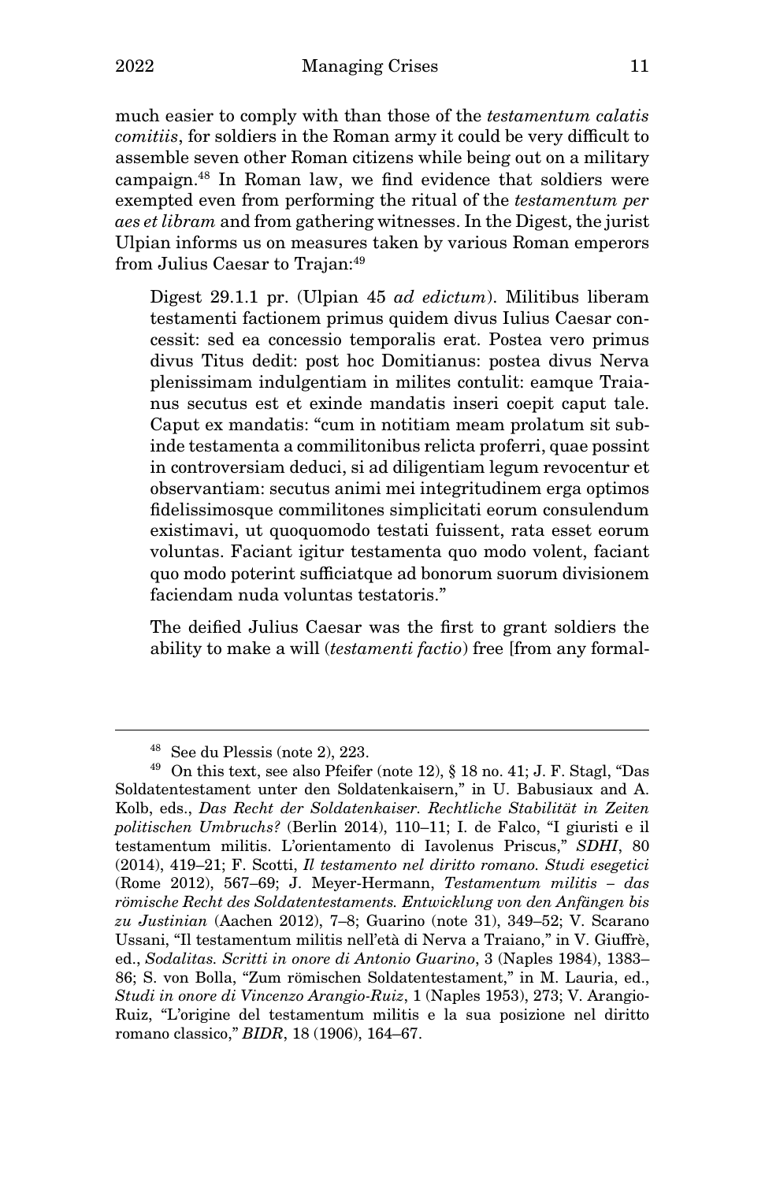much easier to comply with than those of the *testamentum calatis comitiis*, for soldiers in the Roman army it could be very difficult to assemble seven other Roman citizens while being out on a military campaign.[48] In Roman law, we find evidence that soldiers were exempted even from performing the ritual of the *testamentum per aes et libram* and from gathering witnesses. In the Digest, the jurist Ulpian informs us on measures taken by various Roman emperors from Julius Caesar to Trajan:[49]

> Digest 29.1.1 pr. (Ulpian 45 *ad edictum*). Militibus liberam testamenti factionem primus quidem divus Iulius Caesar concessit: sed ea concessio temporalis erat. Postea vero primus divus Titus dedit: post hoc Domitianus: postea divus Nerva plenissimam indulgentiam in milites contulit: eamque Traianus secutus est et exinde mandatis inseri coepit caput tale. Caput ex mandatis: "cum in notitiam meam prolatum sit subinde testamenta a commilitonibus relicta proferri, quae possint in controversiam deduci, si ad diligentiam legum revocentur et observantiam: secutus animi mei integritudinem erga optimos fidelissimosque commilitones simplicitati eorum consulendum existimavi, ut quoquomodo testati fuissent, rata esset eorum voluntas. Faciant igitur testamenta quo modo volent, faciant quo modo poterint sufficiatque ad bonorum suorum divisionem faciendam nuda voluntas testatoris."
>
> The deified Julius Caesar was the first to grant soldiers the ability to make a will (*testamenti factio*) free [from any formal-

---

[48] See du Plessis (note 2), 223.

[49] On this text, see also Pfeifer (note 12), § 18 no. 41; J. F. Stagl, "Das Soldatentestament unter den Soldatenkaisern," in U. Babusiaux and A. Kolb, eds., *Das Recht der Soldatenkaiser. Rechtliche Stabilität in Zeiten politischen Umbruchs?* (Berlin 2014), 110–11; I. de Falco, "I giuristi e il testamentum militis. L'orientamento di Iavolenus Priscus," *SDHI*, 80 (2014), 419–21; F. Scotti, *Il testamento nel diritto romano. Studi esegetici* (Rome 2012), 567–69; J. Meyer-Hermann, *Testamentum militis – das römische Recht des Soldatentestaments. Entwicklung von den Anfängen bis zu Justinian* (Aachen 2012), 7–8; Guarino (note 31), 349–52; V. Scarano Ussani, "Il testamentum militis nell'età di Nerva a Traiano," in V. Giuffrè, ed., *Sodalitas. Scritti in onore di Antonio Guarino*, 3 (Naples 1984), 1383–86; S. von Bolla, "Zum römischen Soldatentestament," in M. Lauria, ed., *Studi in onore di Vincenzo Arangio-Ruiz*, 1 (Naples 1953), 273; V. Arangio-Ruiz, "L'origine del testamentum militis e la sua posizione nel diritto romano classico," *BIDR*, 18 (1906), 164–67.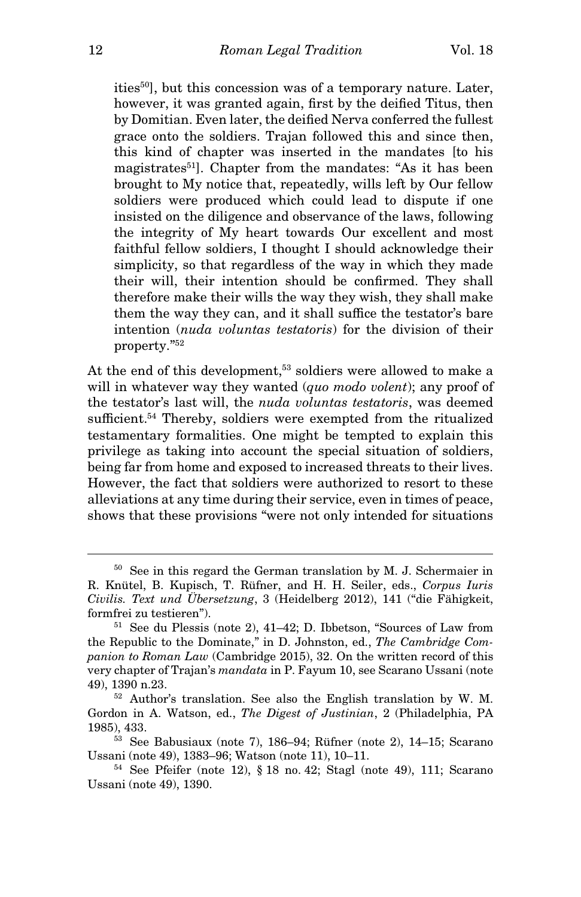> ities[50]], but this concession was of a temporary nature. Later, however, it was granted again, first by the deified Titus, then by Domitian. Even later, the deified Nerva conferred the fullest grace onto the soldiers. Trajan followed this and since then, this kind of chapter was inserted in the mandates [to his magistrates[51]]. Chapter from the mandates: "As it has been brought to My notice that, repeatedly, wills left by Our fellow soldiers were produced which could lead to dispute if one insisted on the diligence and observance of the laws, following the integrity of My heart towards Our excellent and most faithful fellow soldiers, I thought I should acknowledge their simplicity, so that regardless of the way in which they made their will, their intention should be confirmed. They shall therefore make their wills the way they wish, they shall make them the way they can, and it shall suffice the testator's bare intention (*nuda voluntas testatoris*) for the division of their property."[52]

At the end of this development,[53] soldiers were allowed to make a will in whatever way they wanted (*quo modo volent*); any proof of the testator's last will, the *nuda voluntas testatoris*, was deemed sufficient.[54] Thereby, soldiers were exempted from the ritualized testamentary formalities. One might be tempted to explain this privilege as taking into account the special situation of soldiers, being far from home and exposed to increased threats to their lives. However, the fact that soldiers were authorized to resort to these alleviations at any time during their service, even in times of peace, shows that these provisions "were not only intended for situations

---

[50] See in this regard the German translation by M. J. Schermaier in R. Knütel, B. Kupisch, T. Rüfner, and H. H. Seiler, eds., *Corpus Iuris Civilis. Text und Übersetzung*, 3 (Heidelberg 2012), 141 ("die Fähigkeit, formfrei zu testieren").

[51] See du Plessis (note 2), 41–42; D. Ibbetson, "Sources of Law from the Republic to the Dominate," in D. Johnston, ed., *The Cambridge Companion to Roman Law* (Cambridge 2015), 32. On the written record of this very chapter of Trajan's *mandata* in P. Fayum 10, see Scarano Ussani (note 49), 1390 n.23.

[52] Author's translation. See also the English translation by W. M. Gordon in A. Watson, ed., *The Digest of Justinian*, 2 (Philadelphia, PA 1985), 433.

[53] See Babusiaux (note 7), 186–94; Rüfner (note 2), 14–15; Scarano Ussani (note 49), 1383–96; Watson (note 11), 10–11.

[54] See Pfeifer (note 12), § 18 no. 42; Stagl (note 49), 111; Scarano Ussani (note 49), 1390.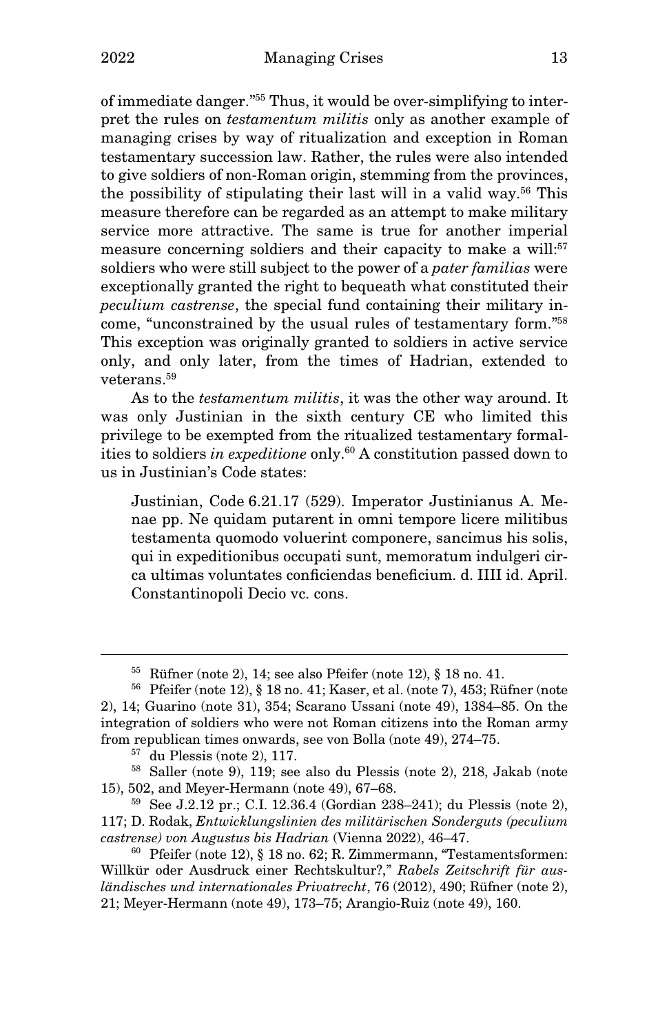of immediate danger."[55] Thus, it would be over-simplifying to interpret the rules on *testamentum militis* only as another example of managing crises by way of ritualization and exception in Roman testamentary succession law. Rather, the rules were also intended to give soldiers of non-Roman origin, stemming from the provinces, the possibility of stipulating their last will in a valid way.[56] This measure therefore can be regarded as an attempt to make military service more attractive. The same is true for another imperial measure concerning soldiers and their capacity to make a will:[57] soldiers who were still subject to the power of a *pater familias* were exceptionally granted the right to bequeath what constituted their *peculium castrense*, the special fund containing their military income, "unconstrained by the usual rules of testamentary form."[58] This exception was originally granted to soldiers in active service only, and only later, from the times of Hadrian, extended to veterans.[59]

As to the *testamentum militis*, it was the other way around. It was only Justinian in the sixth century CE who limited this privilege to be exempted from the ritualized testamentary formalities to soldiers *in expeditione* only.[60] A constitution passed down to us in Justinian's Code states:

> Justinian, Code 6.21.17 (529). Imperator Justinianus A. Menae pp. Ne quidam putarent in omni tempore licere militibus testamenta quomodo voluerint componere, sancimus his solis, qui in expeditionibus occupati sunt, memoratum indulgeri circa ultimas voluntates conficiendas beneficium. d. IIII id. April. Constantinopoli Decio vc. cons.

---

[55] Rüfner (note 2), 14; see also Pfeifer (note 12), § 18 no. 41.

[56] Pfeifer (note 12), § 18 no. 41; Kaser, et al. (note 7), 453; Rüfner (note 2), 14; Guarino (note 31), 354; Scarano Ussani (note 49), 1384–85. On the integration of soldiers who were not Roman citizens into the Roman army from republican times onwards, see von Bolla (note 49), 274–75.

[57] du Plessis (note 2), 117.

[58] Saller (note 9), 119; see also du Plessis (note 2), 218, Jakab (note 15), 502, and Meyer-Hermann (note 49), 67–68.

[59] See J.2.12 pr.; C.I. 12.36.4 (Gordian 238–241); du Plessis (note 2), 117; D. Rodak, *Entwicklungslinien des militärischen Sonderguts (peculium castrense) von Augustus bis Hadrian* (Vienna 2022), 46–47.

[60] Pfeifer (note 12), § 18 no. 62; R. Zimmermann, "Testamentsformen: Willkür oder Ausdruck einer Rechtskultur?," *Rabels Zeitschrift für ausländisches und internationales Privatrecht*, 76 (2012), 490; Rüfner (note 2), 21; Meyer-Hermann (note 49), 173–75; Arangio-Ruiz (note 49), 160.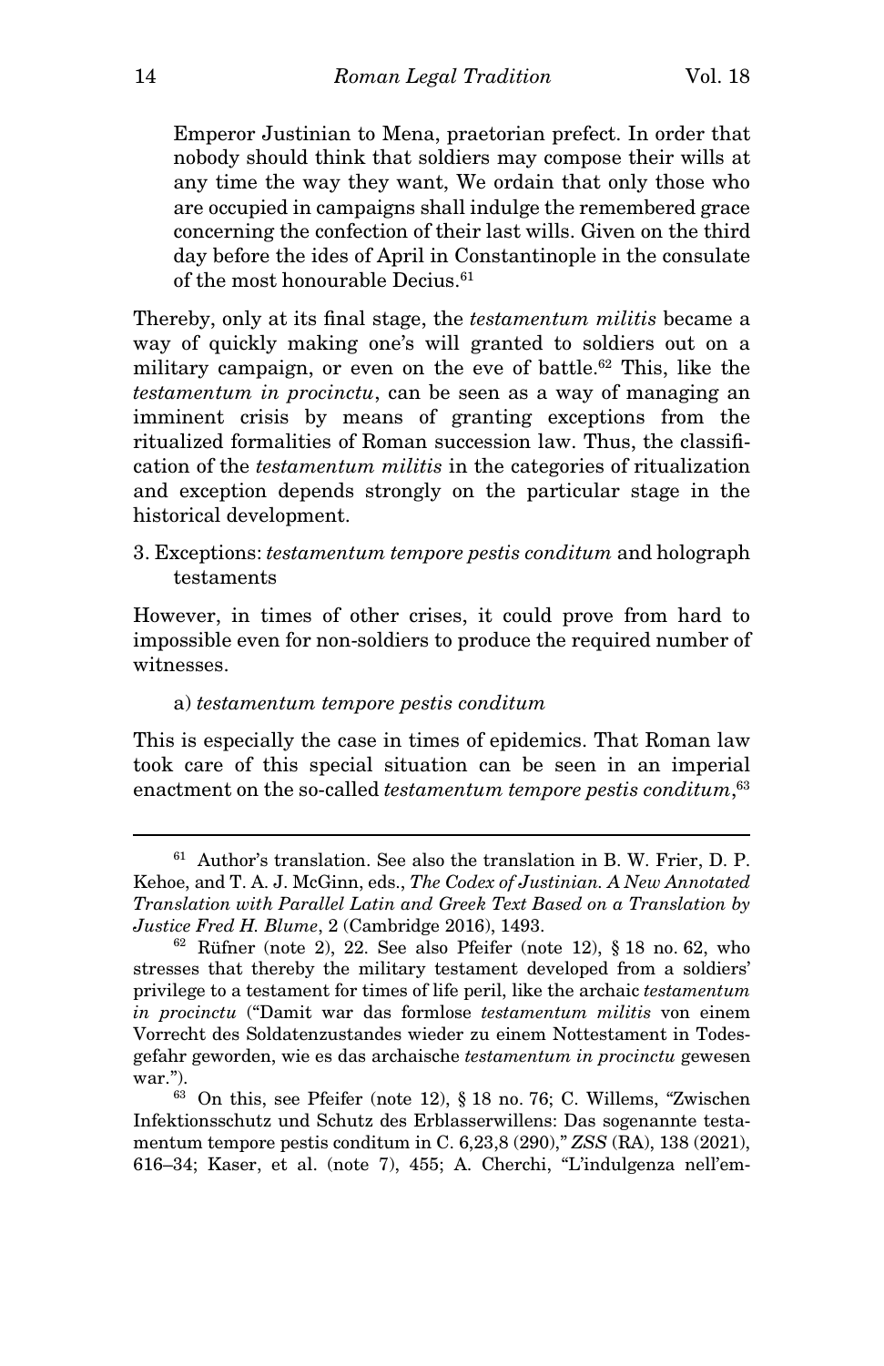Emperor Justinian to Mena, praetorian prefect. In order that nobody should think that soldiers may compose their wills at any time the way they want, We ordain that only those who are occupied in campaigns shall indulge the remembered grace concerning the confection of their last wills. Given on the third day before the ides of April in Constantinople in the consulate of the most honourable Decius.[61]

Thereby, only at its final stage, the *testamentum militis* became a way of quickly making one's will granted to soldiers out on a military campaign, or even on the eve of battle.[62] This, like the *testamentum in procinctu*, can be seen as a way of managing an imminent crisis by means of granting exceptions from the ritualized formalities of Roman succession law. Thus, the classification of the *testamentum militis* in the categories of ritualization and exception depends strongly on the particular stage in the historical development.

### 3. Exceptions: *testamentum tempore pestis conditum* and holograph testaments

However, in times of other crises, it could prove from hard to impossible even for non-soldiers to produce the required number of witnesses.

#### a) *testamentum tempore pestis conditum*

This is especially the case in times of epidemics. That Roman law took care of this special situation can be seen in an imperial enactment on the so-called *testamentum tempore pestis conditum*,[63]

---

[61] Author's translation. See also the translation in B. W. Frier, D. P. Kehoe, and T. A. J. McGinn, eds., *The Codex of Justinian. A New Annotated Translation with Parallel Latin and Greek Text Based on a Translation by Justice Fred H. Blume*, 2 (Cambridge 2016), 1493.

[62] Rüfner (note 2), 22. See also Pfeifer (note 12), § 18 no. 62, who stresses that thereby the military testament developed from a soldiers' privilege to a testament for times of life peril, like the archaic *testamentum in procinctu* ("Damit war das formlose *testamentum militis* von einem Vorrecht des Soldatenzustandes wieder zu einem Nottestament in Todesgefahr geworden, wie es das archaische *testamentum in procinctu* gewesen war.").

[63] On this, see Pfeifer (note 12), § 18 no. 76; C. Willems, "Zwischen Infektionsschutz und Schutz des Erblasserwillens: Das sogenannte testamentum tempore pestis conditum in C. 6,23,8 (290)," *ZSS* (RA), 138 (2021), 616–34; Kaser, et al. (note 7), 455; A. Cherchi, "L'indulgenza nell'em-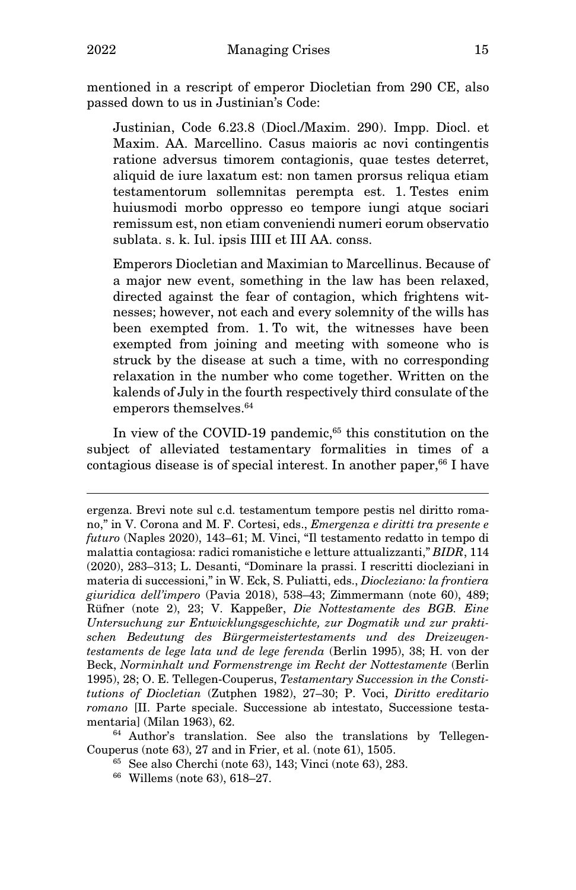mentioned in a rescript of emperor Diocletian from 290 CE, also passed down to us in Justinian's Code:

> Justinian, Code 6.23.8 (Diocl./Maxim. 290). Impp. Diocl. et Maxim. AA. Marcellino. Casus maioris ac novi contingentis ratione adversus timorem contagionis, quae testes deterret, aliquid de iure laxatum est: non tamen prorsus reliqua etiam testamentorum sollemnitas perempta est. 1. Testes enim huiusmodi morbo oppresso eo tempore iungi atque sociari remissum est, non etiam conveniendi numeri eorum observatio sublata. s. k. Iul. ipsis IIII et III AA. conss.
>
> Emperors Diocletian and Maximian to Marcellinus. Because of a major new event, something in the law has been relaxed, directed against the fear of contagion, which frightens witnesses; however, not each and every solemnity of the wills has been exempted from. 1. To wit, the witnesses have been exempted from joining and meeting with someone who is struck by the disease at such a time, with no corresponding relaxation in the number who come together. Written on the kalends of July in the fourth respectively third consulate of the emperors themselves.[64]

In view of the COVID-19 pandemic,[65] this constitution on the subject of alleviated testamentary formalities in times of a contagious disease is of special interest. In another paper,[66] I have

---

ergenza. Brevi note sul c.d. testamentum tempore pestis nel diritto romano," in V. Corona and M. F. Cortesi, eds., *Emergenza e diritti tra presente e futuro* (Naples 2020), 143–61; M. Vinci, "Il testamento redatto in tempo di malattia contagiosa: radici romanistiche e letture attualizzanti," *BIDR*, 114 (2020), 283–313; L. Desanti, "Dominare la prassi. I rescritti dioclezíani in materia di successioni," in W. Eck, S. Puliatti, eds., *Diocleziano: la frontiera giuridica dell'impero* (Pavia 2018), 538–43; Zimmermann (note 60), 489; Rüfner (note 2), 23; V. Kappeßer, *Die Nottestamente des BGB. Eine Untersuchung zur Entwicklungsgeschichte, zur Dogmatik und zur praktischen Bedeutung des Bürgermeistertestaments und des Dreizeugentestaments de lege lata und de lege ferenda* (Berlin 1995), 38; H. von der Beck, *Norminhalt und Formenstrenge im Recht der Nottestamente* (Berlin 1995), 28; O. E. Tellegen-Couperus, *Testamentary Succession in the Constitutions of Diocletian* (Zutphen 1982), 27–30; P. Voci, *Diritto ereditario romano* [II. Parte speciale. Successione ab intestato, Successione testamentaria] (Milan 1963), 62.

[64] Author's translation. See also the translations by Tellegen-Couperus (note 63), 27 and in Frier, et al. (note 61), 1505.

[65] See also Cherchi (note 63), 143; Vinci (note 63), 283.

[66] Willems (note 63), 618–27.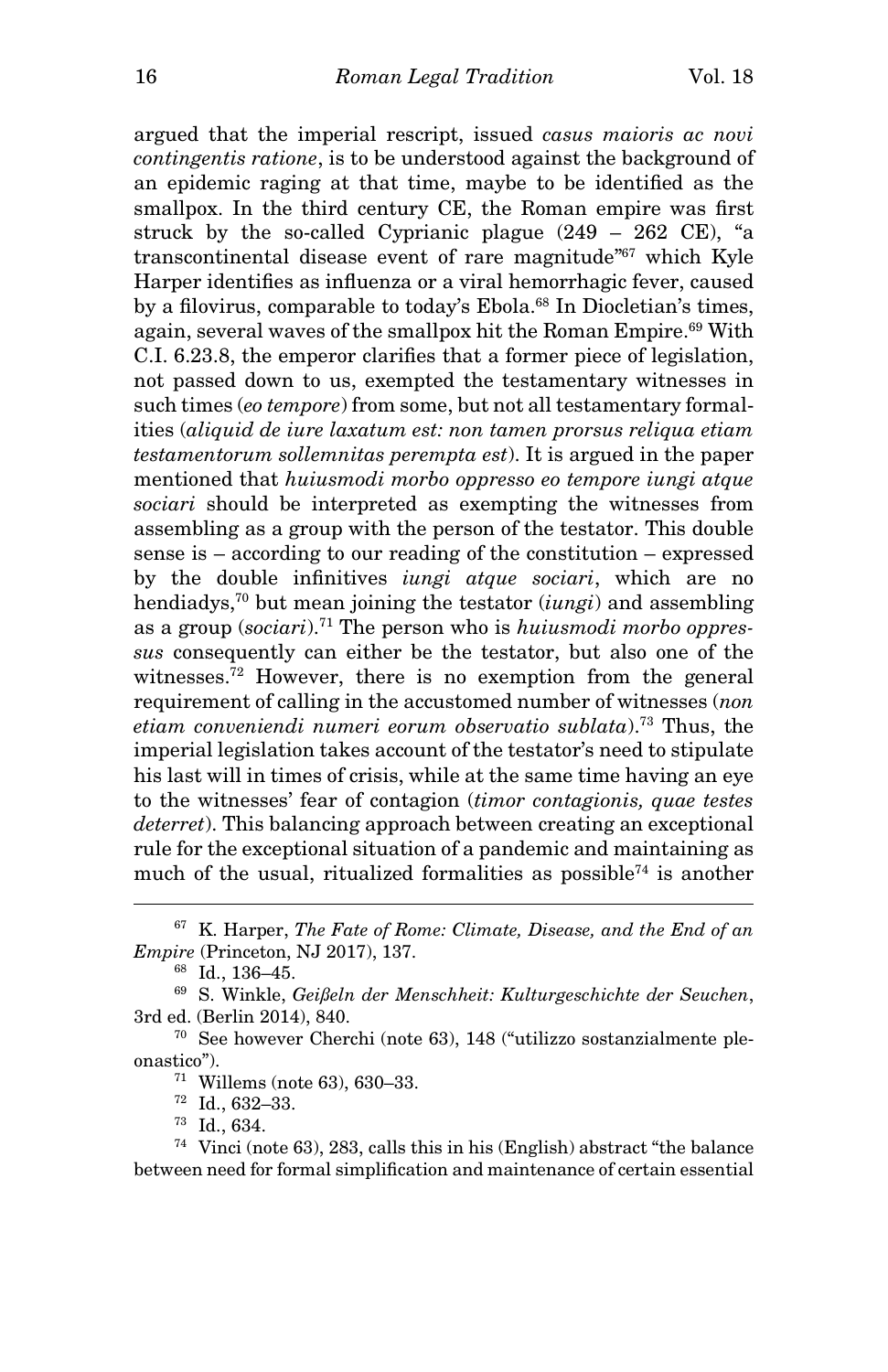argued that the imperial rescript, issued *casus maioris ac novi contingentis ratione*, is to be understood against the background of an epidemic raging at that time, maybe to be identified as the smallpox. In the third century CE, the Roman empire was first struck by the so-called Cyprianic plague (249 – 262 CE), "a transcontinental disease event of rare magnitude"[67] which Kyle Harper identifies as influenza or a viral hemorrhagic fever, caused by a filovirus, comparable to today's Ebola.[68] In Diocletian's times, again, several waves of the smallpox hit the Roman Empire.[69] With C.I. 6.23.8, the emperor clarifies that a former piece of legislation, not passed down to us, exempted the testamentary witnesses in such times (*eo tempore*) from some, but not all testamentary formalities (*aliquid de iure laxatum est: non tamen prorsus reliqua etiam testamentorum sollemnitas perempta est*). It is argued in the paper mentioned that *huiusmodi morbo oppresso eo tempore iungi atque sociari* should be interpreted as exempting the witnesses from assembling as a group with the person of the testator. This double sense is – according to our reading of the constitution – expressed by the double infinitives *iungi atque sociari*, which are no hendiadys,[70] but mean joining the testator (*iungi*) and assembling as a group (*sociari*).[71] The person who is *huiusmodi morbo oppressus* consequently can either be the testator, but also one of the witnesses.[72] However, there is no exemption from the general requirement of calling in the accustomed number of witnesses (*non etiam conveniendi numeri eorum observatio sublata*).[73] Thus, the imperial legislation takes account of the testator's need to stipulate his last will in times of crisis, while at the same time having an eye to the witnesses' fear of contagion (*timor contagionis, quae testes deterret*). This balancing approach between creating an exceptional rule for the exceptional situation of a pandemic and maintaining as much of the usual, ritualized formalities as possible[74] is another

---

[67] K. Harper, *The Fate of Rome: Climate, Disease, and the End of an Empire* (Princeton, NJ 2017), 137.

[68] Id., 136–45.

[69] S. Winkle, *Geißeln der Menschheit: Kulturgeschichte der Seuchen*, 3rd ed. (Berlin 2014), 840.

[70] See however Cherchi (note 63), 148 ("utilizzo sostanzialmente pleonastico").

[71] Willems (note 63), 630–33.

[72] Id., 632–33.

[73] Id., 634.

[74] Vinci (note 63), 283, calls this in his (English) abstract "the balance between need for formal simplification and maintenance of certain essential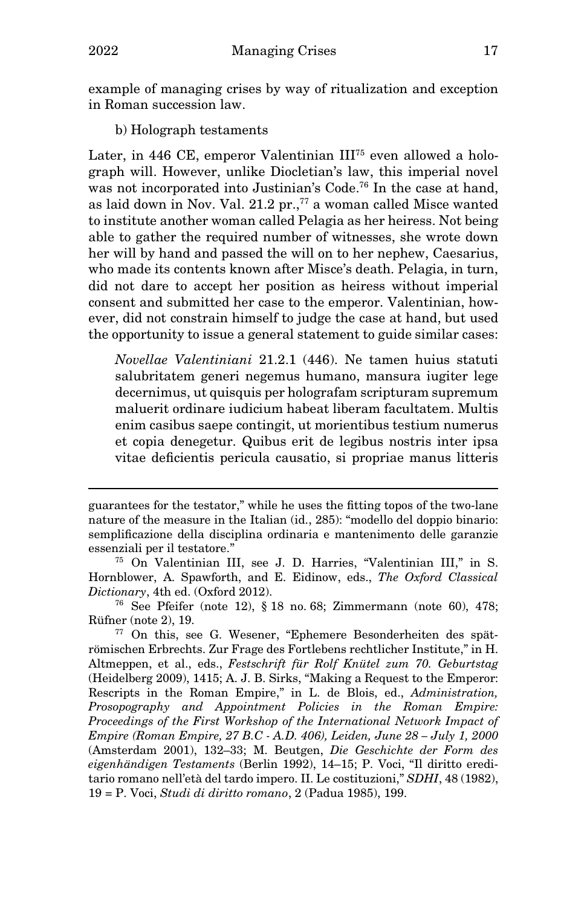example of managing crises by way of ritualization and exception in Roman succession law.

b) Holograph testaments

Later, in 446 CE, emperor Valentinian III[75] even allowed a holograph will. However, unlike Diocletian's law, this imperial novel was not incorporated into Justinian's Code.[76] In the case at hand, as laid down in Nov. Val. 21.2 pr.,[77] a woman called Misce wanted to institute another woman called Pelagia as her heiress. Not being able to gather the required number of witnesses, she wrote down her will by hand and passed the will on to her nephew, Caesarius, who made its contents known after Misce's death. Pelagia, in turn, did not dare to accept her position as heiress without imperial consent and submitted her case to the emperor. Valentinian, however, did not constrain himself to judge the case at hand, but used the opportunity to issue a general statement to guide similar cases:

> *Novellae Valentiniani* 21.2.1 (446). Ne tamen huius statuti salubritatem generi negemus humano, mansura iugiter lege decernimus, ut quisquis per holografam scripturam supremum maluerit ordinare iudicium habeat liberam facultatem. Multis enim casibus saepe contingit, ut morientibus testium numerus et copia denegetur. Quibus erit de legibus nostris inter ipsa vitae deficientis pericula causatio, si propriae manus litteris

---

guarantees for the testator," while he uses the fitting topos of the two-lane nature of the measure in the Italian (id., 285): "modello del doppio binario: semplificazione della disciplina ordinaria e mantenimento delle garanzie essenziali per il testatore."

[75] On Valentinian III, see J. D. Harries, "Valentinian III," in S. Hornblower, A. Spawforth, and E. Eidinow, eds., *The Oxford Classical Dictionary*, 4th ed. (Oxford 2012).

[76] See Pfeifer (note 12), § 18 no. 68; Zimmermann (note 60), 478; Rüfner (note 2), 19.

[77] On this, see G. Wesener, "Ephemere Besonderheiten des spätrömischen Erbrechts. Zur Frage des Fortlebens rechtlicher Institute," in H. Altmeppen, et al., eds., *Festschrift für Rolf Knütel zum 70. Geburtstag* (Heidelberg 2009), 1415; A. J. B. Sirks, "Making a Request to the Emperor: Rescripts in the Roman Empire," in L. de Blois, ed., *Administration, Prosopography and Appointment Policies in the Roman Empire: Proceedings of the First Workshop of the International Network Impact of Empire (Roman Empire, 27 B.C - A.D. 406), Leiden, June 28 – July 1, 2000* (Amsterdam 2001), 132–33; M. Beutgen, *Die Geschichte der Form des eigenhändigen Testaments* (Berlin 1992), 14–15; P. Voci, "Il diritto ereditario romano nell'età del tardo impero. II. Le costituzioni," *SDHI*, 48 (1982), 19 = P. Voci, *Studi di diritto romano*, 2 (Padua 1985), 199.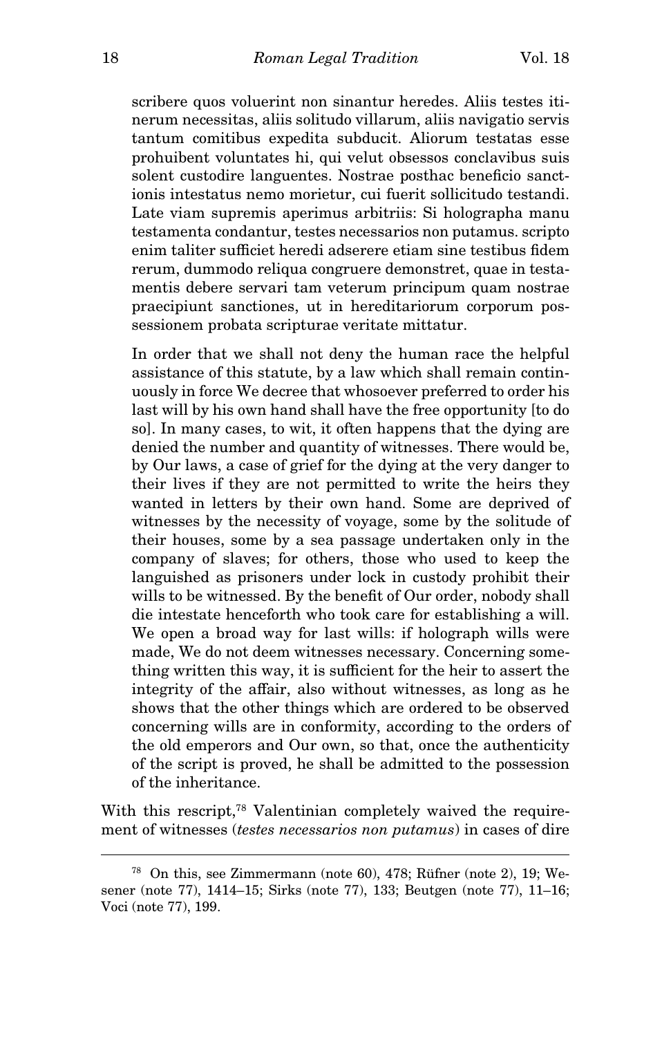scribere quos voluerint non sinantur heredes. Aliis testes itinerum necessitas, aliis solitudo villarum, aliis navigatio servis tantum comitibus expedita subducit. Aliorum testatas esse prohibuent voluntates hi, qui velut obsessos conclavibus suis solent custodire languentes. Nostrae posthac beneficio sanctionis intestatus nemo morietur, cui fuerit sollicitudo testandi. Late viam supremis aperimus arbitriis: Si holographa manu testamenta condantur, testes necessarios non putamus. scripto enim taliter sufficiet heredi adserere etiam sine testibus fidem rerum, dummodo reliqua congruere demonstret, quae in testamentis debere servari tam veterum principum quam nostrae praecipiunt sanctiones, ut in hereditariorum corporum possessionem probata scripturae veritate mittatur.

In order that we shall not deny the human race the helpful assistance of this statute, by a law which shall remain continuously in force We decree that whosoever preferred to order his last will by his own hand shall have the free opportunity [to do so]. In many cases, to wit, it often happens that the dying are denied the number and quantity of witnesses. There would be, by Our laws, a case of grief for the dying at the very danger to their lives if they are not permitted to write the heirs they wanted in letters by their own hand. Some are deprived of witnesses by the necessity of voyage, some by the solitude of their houses, some by a sea passage undertaken only in the company of slaves; for others, those who used to keep the languished as prisoners under lock in custody prohibit their wills to be witnessed. By the benefit of Our order, nobody shall die intestate henceforth who took care for establishing a will. We open a broad way for last wills: if holograph wills were made, We do not deem witnesses necessary. Concerning something written this way, it is sufficient for the heir to assert the integrity of the affair, also without witnesses, as long as he shows that the other things which are ordered to be observed concerning wills are in conformity, according to the orders of the old emperors and Our own, so that, once the authenticity of the script is proved, he shall be admitted to the possession of the inheritance.

With this rescript,[78] Valentinian completely waived the requirement of witnesses (*testes necessarios non putamus*) in cases of dire

[78] On this, see Zimmermann (note 60), 478; Rüfner (note 2), 19; Wesener (note 77), 1414–15; Sirks (note 77), 133; Beutgen (note 77), 11–16; Voci (note 77), 199.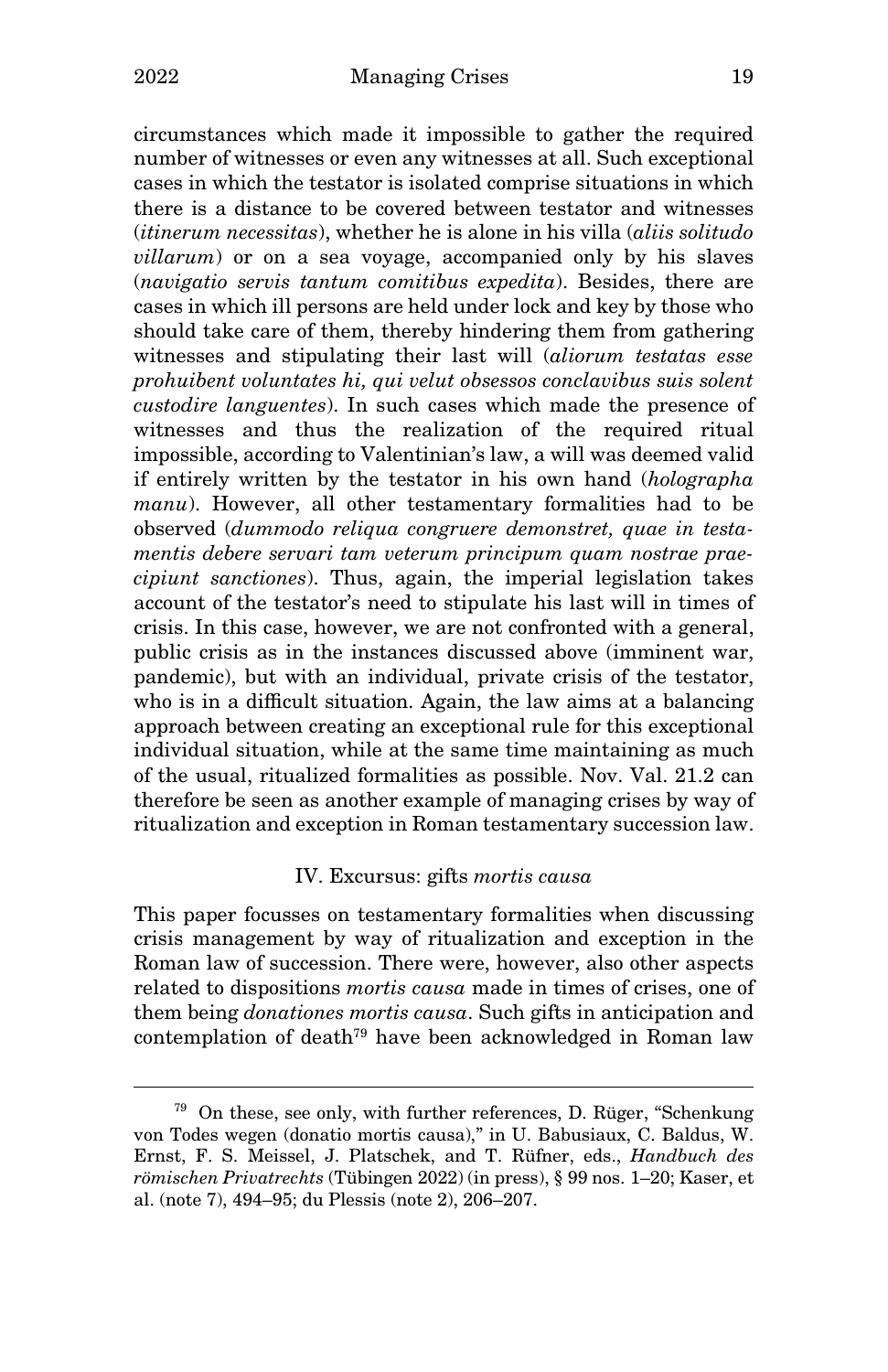circumstances which made it impossible to gather the required number of witnesses or even any witnesses at all. Such exceptional cases in which the testator is isolated comprise situations in which there is a distance to be covered between testator and witnesses (*itinerum necessitas*), whether he is alone in his villa (*aliis solitudo villarum*) or on a sea voyage, accompanied only by his slaves (*navigatio servis tantum comitibus expedita*). Besides, there are cases in which ill persons are held under lock and key by those who should take care of them, thereby hindering them from gathering witnesses and stipulating their last will (*aliorum testatas esse prohuibent voluntates hi, qui velut obsessos conclavibus suis solent custodire languentes*). In such cases which made the presence of witnesses and thus the realization of the required ritual impossible, according to Valentinian's law, a will was deemed valid if entirely written by the testator in his own hand (*holographa manu*). However, all other testamentary formalities had to be observed (*dummodo reliqua congruere demonstret, quae in testamentis debere servari tam veterum principum quam nostrae praecipiunt sanctiones*). Thus, again, the imperial legislation takes account of the testator's need to stipulate his last will in times of crisis. In this case, however, we are not confronted with a general, public crisis as in the instances discussed above (imminent war, pandemic), but with an individual, private crisis of the testator, who is in a difficult situation. Again, the law aims at a balancing approach between creating an exceptional rule for this exceptional individual situation, while at the same time maintaining as much of the usual, ritualized formalities as possible. Nov. Val. 21.2 can therefore be seen as another example of managing crises by way of ritualization and exception in Roman testamentary succession law.

## IV. Excursus: gifts *mortis causa*

This paper focusses on testamentary formalities when discussing crisis management by way of ritualization and exception in the Roman law of succession. There were, however, also other aspects related to dispositions *mortis causa* made in times of crises, one of them being *donationes mortis causa*. Such gifts in anticipation and contemplation of death[79] have been acknowledged in Roman law

---

[79] On these, see only, with further references, D. Rüger, "Schenkung von Todes wegen (donatio mortis causa)," in U. Babusiaux, C. Baldus, W. Ernst, F. S. Meissel, J. Platschek, and T. Rüfner, eds., *Handbuch des römischen Privatrechts* (Tübingen 2022) (in press), § 99 nos. 1–20; Kaser, et al. (note 7), 494–95; du Plessis (note 2), 206–207.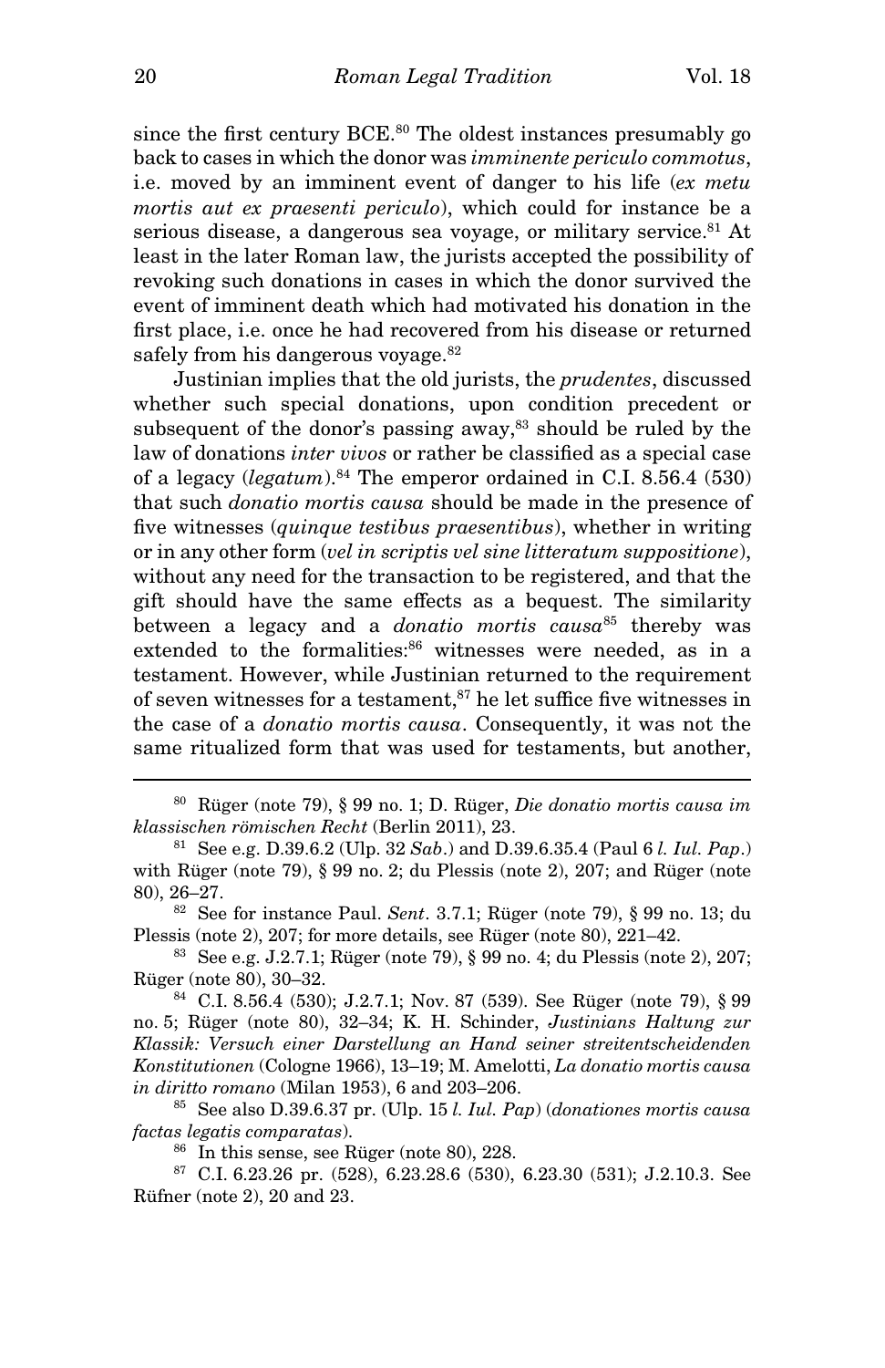since the first century BCE.[80] The oldest instances presumably go back to cases in which the donor was *imminente periculo commotus*, i.e. moved by an imminent event of danger to his life (*ex metu mortis aut ex praesenti periculo*), which could for instance be a serious disease, a dangerous sea voyage, or military service.[81] At least in the later Roman law, the jurists accepted the possibility of revoking such donations in cases in which the donor survived the event of imminent death which had motivated his donation in the first place, i.e. once he had recovered from his disease or returned safely from his dangerous voyage.[82]

Justinian implies that the old jurists, the *prudentes*, discussed whether such special donations, upon condition precedent or subsequent of the donor's passing away,[83] should be ruled by the law of donations *inter vivos* or rather be classified as a special case of a legacy (*legatum*).[84] The emperor ordained in C.I. 8.56.4 (530) that such *donatio mortis causa* should be made in the presence of five witnesses (*quinque testibus praesentibus*), whether in writing or in any other form (*vel in scriptis vel sine litteratum suppositione*), without any need for the transaction to be registered, and that the gift should have the same effects as a bequest. The similarity between a legacy and a *donatio mortis causa*[85] thereby was extended to the formalities:[86] witnesses were needed, as in a testament. However, while Justinian returned to the requirement of seven witnesses for a testament,[87] he let suffice five witnesses in the case of a *donatio mortis causa*. Consequently, it was not the same ritualized form that was used for testaments, but another,

---

[80] Rüger (note 79), § 99 no. 1; D. Rüger, *Die donatio mortis causa im klassischen römischen Recht* (Berlin 2011), 23.

[81] See e.g. D.39.6.2 (Ulp. 32 *Sab*.) and D.39.6.35.4 (Paul 6 *l. Iul. Pap*.) with Rüger (note 79), § 99 no. 2; du Plessis (note 2), 207; and Rüger (note 80), 26–27.

[82] See for instance Paul. *Sent*. 3.7.1; Rüger (note 79), § 99 no. 13; du Plessis (note 2), 207; for more details, see Rüger (note 80), 221–42.

[83] See e.g. J.2.7.1; Rüger (note 79), § 99 no. 4; du Plessis (note 2), 207; Rüger (note 80), 30–32.

[84] C.I. 8.56.4 (530); J.2.7.1; Nov. 87 (539). See Rüger (note 79), § 99 no. 5; Rüger (note 80), 32–34; K. H. Schinder, *Justinians Haltung zur Klassik: Versuch einer Darstellung an Hand seiner streitentscheidenden Konstitutionen* (Cologne 1966), 13–19; M. Amelotti, *La donatio mortis causa in diritto romano* (Milan 1953), 6 and 203–206.

[85] See also D.39.6.37 pr. (Ulp. 15 *l. Iul. Pap*) (*donationes mortis causa factas legatis comparatas*).

[86] In this sense, see Rüger (note 80), 228.

[87] C.I. 6.23.26 pr. (528), 6.23.28.6 (530), 6.23.30 (531); J.2.10.3. See Rüfner (note 2), 20 and 23.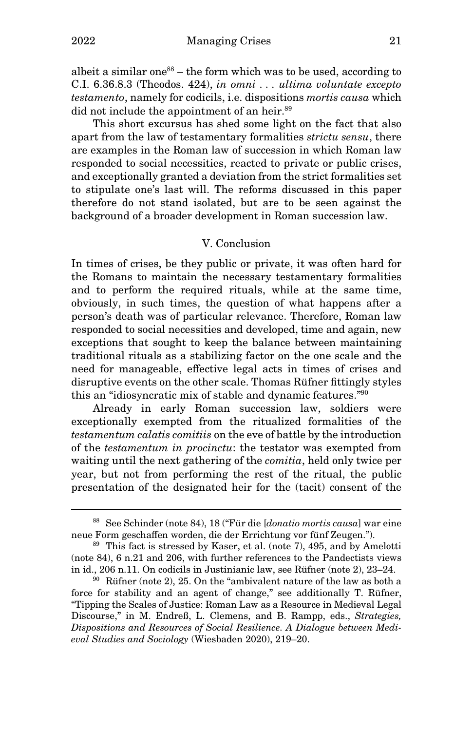albeit a similar one[88] – the form which was to be used, according to C.I. 6.36.8.3 (Theodos. 424), *in omni . . . ultima voluntate excepto testamento*, namely for codicils, i.e. dispositions *mortis causa* which did not include the appointment of an heir.[89]

This short excursus has shed some light on the fact that also apart from the law of testamentary formalities *strictu sensu*, there are examples in the Roman law of succession in which Roman law responded to social necessities, reacted to private or public crises, and exceptionally granted a deviation from the strict formalities set to stipulate one's last will. The reforms discussed in this paper therefore do not stand isolated, but are to be seen against the background of a broader development in Roman succession law.

## V. Conclusion

In times of crises, be they public or private, it was often hard for the Romans to maintain the necessary testamentary formalities and to perform the required rituals, while at the same time, obviously, in such times, the question of what happens after a person's death was of particular relevance. Therefore, Roman law responded to social necessities and developed, time and again, new exceptions that sought to keep the balance between maintaining traditional rituals as a stabilizing factor on the one scale and the need for manageable, effective legal acts in times of crises and disruptive events on the other scale. Thomas Rüfner fittingly styles this an "idiosyncratic mix of stable and dynamic features."[90]

Already in early Roman succession law, soldiers were exceptionally exempted from the ritualized formalities of the *testamentum calatis comitiis* on the eve of battle by the introduction of the *testamentum in procinctu*: the testator was exempted from waiting until the next gathering of the *comitia*, held only twice per year, but not from performing the rest of the ritual, the public presentation of the designated heir for the (tacit) consent of the

---

[88] See Schinder (note 84), 18 ("Für die [*donatio mortis causa*] war eine neue Form geschaffen worden, die der Errichtung vor fünf Zeugen.").

[89] This fact is stressed by Kaser, et al. (note 7), 495, and by Amelotti (note 84), 6 n.21 and 206, with further references to the Pandectists views in id., 206 n.11. On codicils in Justinianic law, see Rüfner (note 2), 23–24.

[90] Rüfner (note 2), 25. On the "ambivalent nature of the law as both a force for stability and an agent of change," see additionally T. Rüfner, "Tipping the Scales of Justice: Roman Law as a Resource in Medieval Legal Discourse," in M. Endreß, L. Clemens, and B. Rampp, eds., *Strategies, Dispositions and Resources of Social Resilience. A Dialogue between Medieval Studies and Sociology* (Wiesbaden 2020), 219–20.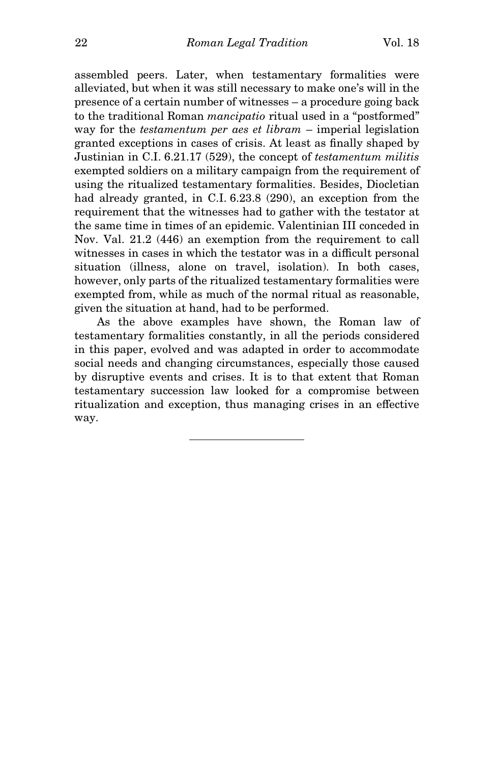assembled peers. Later, when testamentary formalities were alleviated, but when it was still necessary to make one's will in the presence of a certain number of witnesses – a procedure going back to the traditional Roman *mancipatio* ritual used in a "postformed" way for the *testamentum per aes et libram* – imperial legislation granted exceptions in cases of crisis. At least as finally shaped by Justinian in C.I. 6.21.17 (529), the concept of *testamentum militis* exempted soldiers on a military campaign from the requirement of using the ritualized testamentary formalities. Besides, Diocletian had already granted, in C.I. 6.23.8 (290), an exception from the requirement that the witnesses had to gather with the testator at the same time in times of an epidemic. Valentinian III conceded in Nov. Val. 21.2 (446) an exemption from the requirement to call witnesses in cases in which the testator was in a difficult personal situation (illness, alone on travel, isolation). In both cases, however, only parts of the ritualized testamentary formalities were exempted from, while as much of the normal ritual as reasonable, given the situation at hand, had to be performed.

As the above examples have shown, the Roman law of testamentary formalities constantly, in all the periods considered in this paper, evolved and was adapted in order to accommodate social needs and changing circumstances, especially those caused by disruptive events and crises. It is to that extent that Roman testamentary succession law looked for a compromise between ritualization and exception, thus managing crises in an effective way.

---